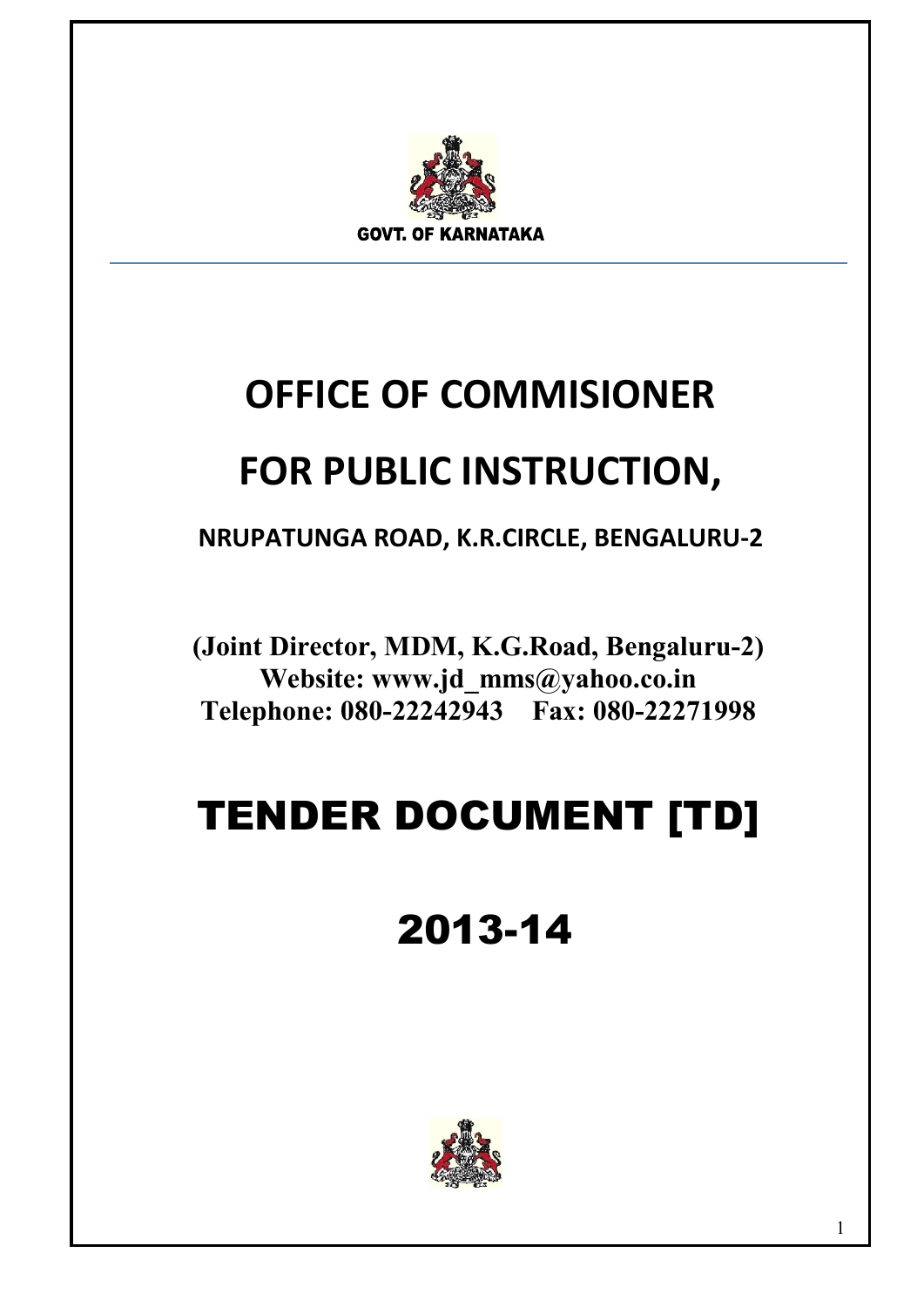GOVT. OF KARNATAKA

# OFFICE OF COMMISIONER

# FOR PUBLIC INSTRUCTION,

**NRUPATUNGA ROAD, K.R.CIRCLE, BENGALURU-2**

**(Joint Director, MDM, K.G.Road, Bengaluru-2)**
**Website: www.jd_mms@yahoo.co.in**
**Telephone: 080-22242943 Fax: 080-22271998**

# TENDER DOCUMENT [TD]

# 2013-14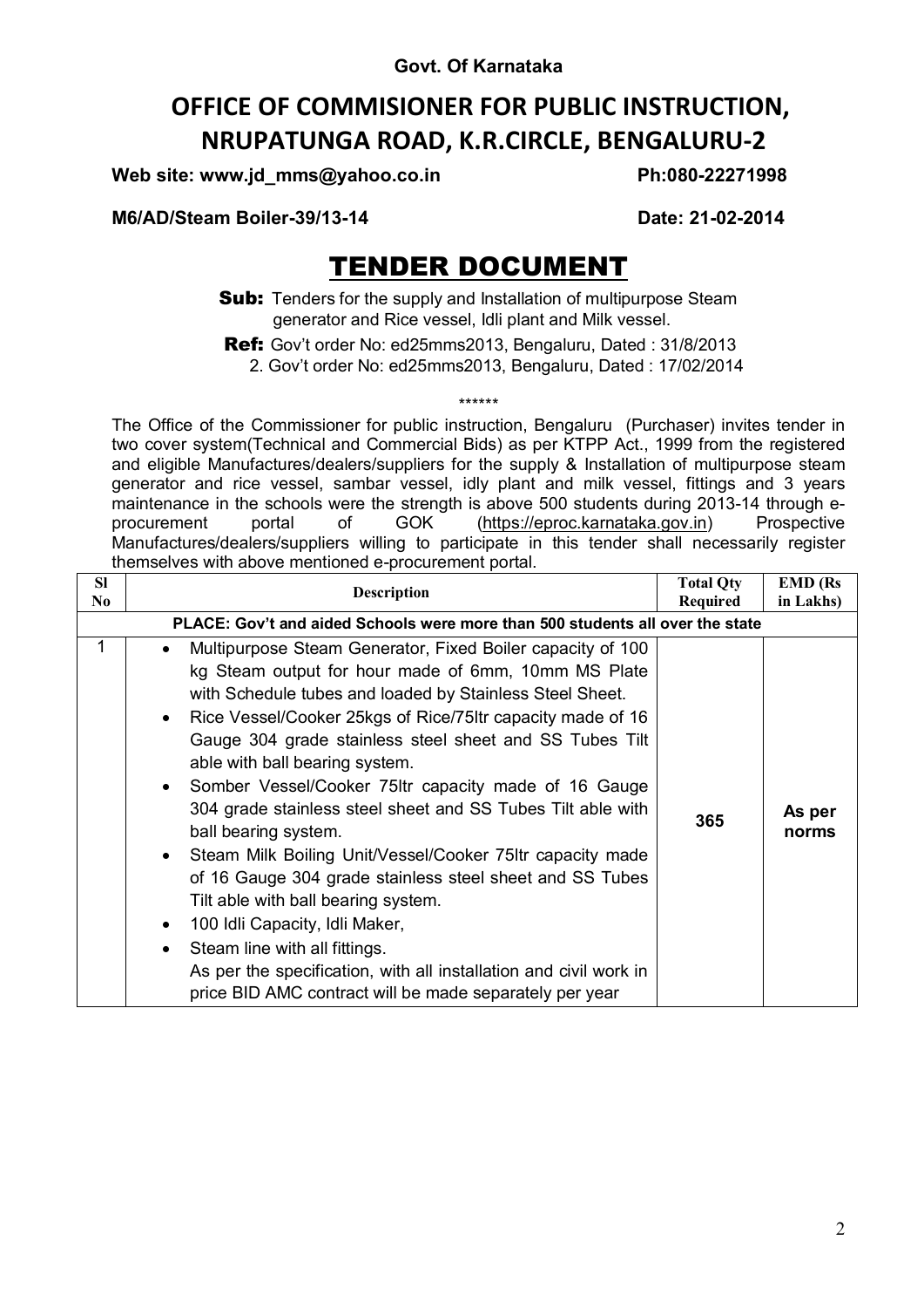**Govt. Of Karnataka**

# OFFICE OF COMMISIONER FOR PUBLIC INSTRUCTION, NRUPATUNGA ROAD, K.R.CIRCLE, BENGALURU-2

**Web site: www.jd_mms@yahoo.co.in** **Ph:080-22271998**

**M6/AD/Steam Boiler-39/13-14** **Date: 21-02-2014**

# TENDER DOCUMENT

**Sub:** Tenders for the supply and Installation of multipurpose Steam generator and Rice vessel, Idli plant and Milk vessel.

**Ref:** Gov't order No: ed25mms2013, Bengaluru, Dated : 31/8/2013
2. Gov't order No: ed25mms2013, Bengaluru, Dated : 17/02/2014

******

The Office of the Commissioner for public instruction, Bengaluru (Purchaser) invites tender in two cover system(Technical and Commercial Bids) as per KTPP Act., 1999 from the registered and eligible Manufactures/dealers/suppliers for the supply & Installation of multipurpose steam generator and rice vessel, sambar vessel, idly plant and milk vessel, fittings and 3 years maintenance in the schools were the strength is above 500 students during 2013-14 through e-procurement portal of GOK (https://eproc.karnataka.gov.in) Prospective Manufactures/dealers/suppliers willing to participate in this tender shall necessarily register themselves with above mentioned e-procurement portal.

| Sl No | Description | Total Qty Required | EMD (Rs in Lakhs) |
|---|---|---|---|
| PLACE: Gov't and aided Schools were more than 500 students all over the state | | | |
| 1 | • Multipurpose Steam Generator, Fixed Boiler capacity of 100 kg Steam output for hour made of 6mm, 10mm MS Plate with Schedule tubes and loaded by Stainless Steel Sheet.<br>• Rice Vessel/Cooker 25kgs of Rice/75ltr capacity made of 16 Gauge 304 grade stainless steel sheet and SS Tubes Tilt able with ball bearing system.<br>• Somber Vessel/Cooker 75ltr capacity made of 16 Gauge 304 grade stainless steel sheet and SS Tubes Tilt able with ball bearing system.<br>• Steam Milk Boiling Unit/Vessel/Cooker 75ltr capacity made of 16 Gauge 304 grade stainless steel sheet and SS Tubes Tilt able with ball bearing system.<br>• 100 Idli Capacity, Idli Maker,<br>• Steam line with all fittings.<br>As per the specification, with all installation and civil work in price BID AMC contract will be made separately per year | 365 | As per norms |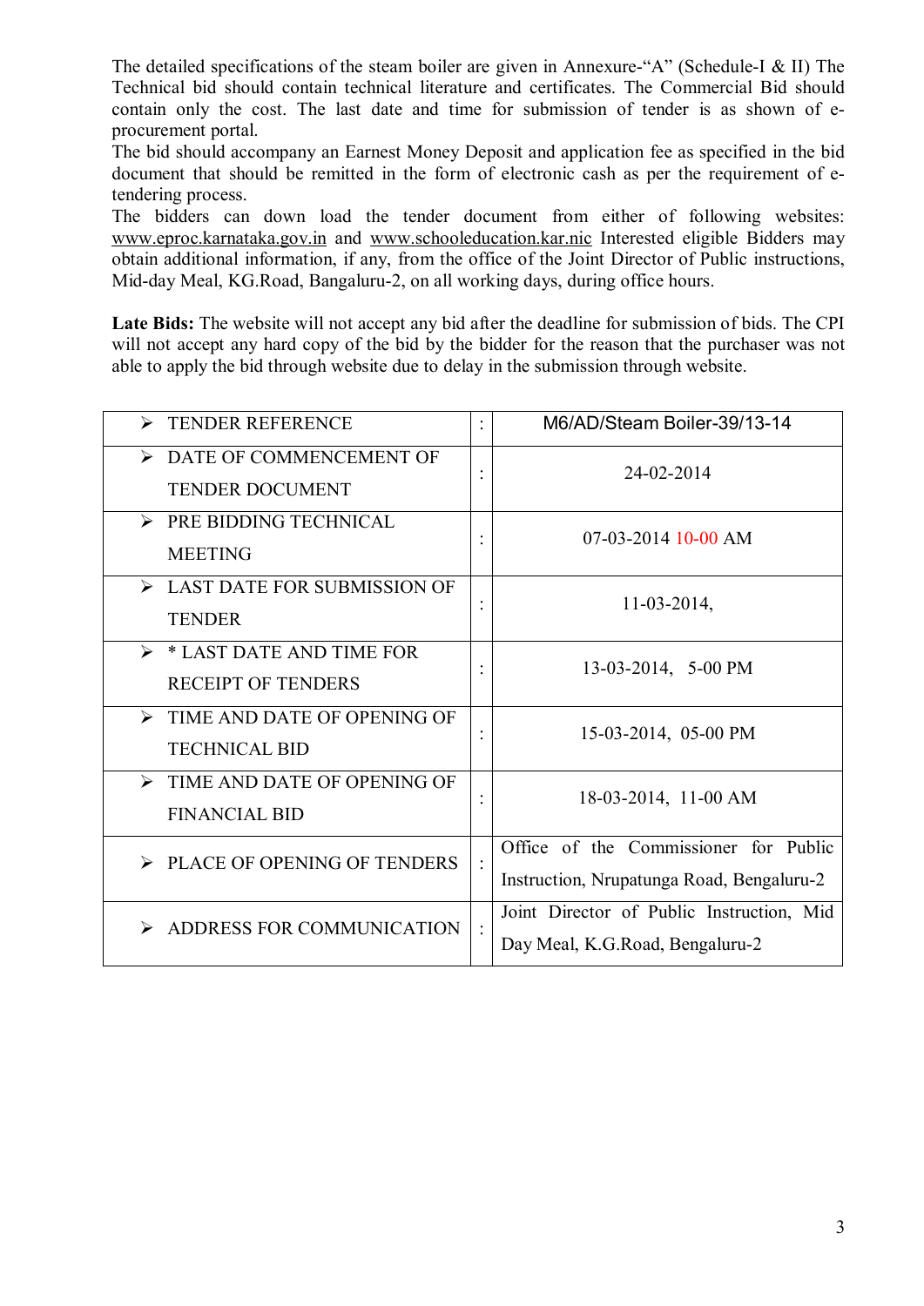The detailed specifications of the steam boiler are given in Annexure-"A" (Schedule-I & II) The Technical bid should contain technical literature and certificates. The Commercial Bid should contain only the cost. The last date and time for submission of tender is as shown of e-procurement portal.
The bid should accompany an Earnest Money Deposit and application fee as specified in the bid document that should be remitted in the form of electronic cash as per the requirement of e-tendering process.
The bidders can down load the tender document from either of following websites: www.eproc.karnataka.gov.in and www.schooleducation.kar.nic Interested eligible Bidders may obtain additional information, if any, from the office of the Joint Director of Public instructions, Mid-day Meal, KG.Road, Bangaluru-2, on all working days, during office hours.

**Late Bids:** The website will not accept any bid after the deadline for submission of bids. The CPI will not accept any hard copy of the bid by the bidder for the reason that the purchaser was not able to apply the bid through website due to delay in the submission through website.

| | | |
|---|---|---|
| ➢ TENDER REFERENCE | : | M6/AD/Steam Boiler-39/13-14 |
| ➢ DATE OF COMMENCEMENT OF TENDER DOCUMENT | : | 24-02-2014 |
| ➢ PRE BIDDING TECHNICAL MEETING | : | 07-03-2014 10-00 AM |
| ➢ LAST DATE FOR SUBMISSION OF TENDER | : | 11-03-2014, |
| ➢ * LAST DATE AND TIME FOR RECEIPT OF TENDERS | : | 13-03-2014, 5-00 PM |
| ➢ TIME AND DATE OF OPENING OF TECHNICAL BID | : | 15-03-2014, 05-00 PM |
| ➢ TIME AND DATE OF OPENING OF FINANCIAL BID | : | 18-03-2014, 11-00 AM |
| ➢ PLACE OF OPENING OF TENDERS | : | Office of the Commissioner for Public Instruction, Nrupatunga Road, Bengaluru-2 |
| ➢ ADDRESS FOR COMMUNICATION | : | Joint Director of Public Instruction, Mid Day Meal, K.G.Road, Bengaluru-2 |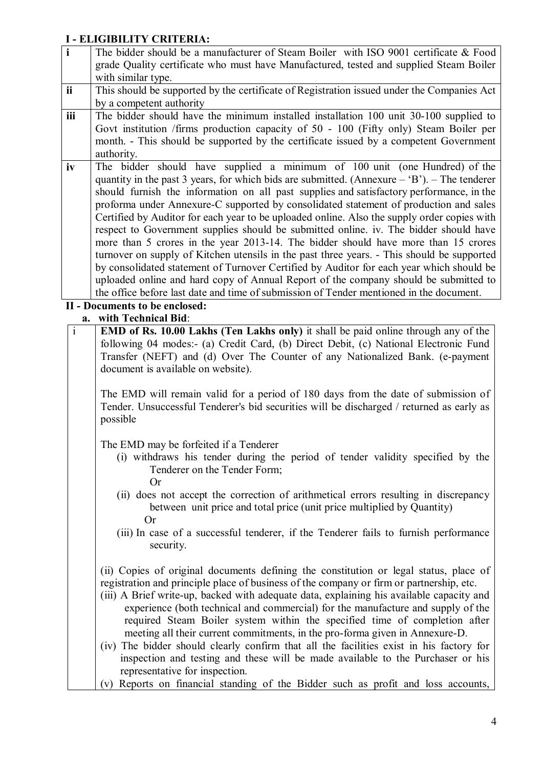## I - ELIGIBILITY CRITERIA:

| | |
|---|---|
| i | The bidder should be a manufacturer of Steam Boiler with ISO 9001 certificate & Food grade Quality certificate who must have Manufactured, tested and supplied Steam Boiler with similar type. |
| ii | This should be supported by the certificate of Registration issued under the Companies Act by a competent authority |
| iii | The bidder should have the minimum installed installation 100 unit 30-100 supplied to Govt institution /firms production capacity of 50 - 100 (Fifty only) Steam Boiler per month. - This should be supported by the certificate issued by a competent Government authority. |
| iv | The bidder should have supplied a minimum of 100 unit (one Hundred) of the quantity in the past 3 years, for which bids are submitted. (Annexure – 'B'). – The tenderer should furnish the information on all past supplies and satisfactory performance, in the proforma under Annexure-C supported by consolidated statement of production and sales Certified by Auditor for each year to be uploaded online. Also the supply order copies with respect to Government supplies should be submitted online. iv. The bidder should have more than 5 crores in the year 2013-14. The bidder should have more than 15 crores turnover on supply of Kitchen utensils in the past three years. - This should be supported by consolidated statement of Turnover Certified by Auditor for each year which should be uploaded online and hard copy of Annual Report of the company should be submitted to the office before last date and time of submission of Tender mentioned in the document. |

## II - Documents to be enclosed:

**a. with Technical Bid**:

| | |
|---|---|
| i | **EMD of Rs. 10.00 Lakhs (Ten Lakhs only)** it shall be paid online through any of the following 04 modes:- (a) Credit Card, (b) Direct Debit, (c) National Electronic Fund Transfer (NEFT) and (d) Over The Counter of any Nationalized Bank. (e-payment document is available on website).<br><br>The EMD will remain valid for a period of 180 days from the date of submission of Tender. Unsuccessful Tenderer's bid securities will be discharged / returned as early as possible<br><br>The EMD may be forfeited if a Tenderer<br>(i) withdraws his tender during the period of tender validity specified by the Tenderer on the Tender Form;<br>Or<br>(ii) does not accept the correction of arithmetical errors resulting in discrepancy between unit price and total price (unit price multiplied by Quantity)<br>Or<br>(iii) In case of a successful tenderer, if the Tenderer fails to furnish performance security.<br><br>(ii) Copies of original documents defining the constitution or legal status, place of registration and principle place of business of the company or firm or partnership, etc.<br>(iii) A Brief write-up, backed with adequate data, explaining his available capacity and experience (both technical and commercial) for the manufacture and supply of the required Steam Boiler system within the specified time of completion after meeting all their current commitments, in the pro-forma given in Annexure-D.<br>(iv) The bidder should clearly confirm that all the facilities exist in his factory for inspection and testing and these will be made available to the Purchaser or his representative for inspection.<br>(v) Reports on financial standing of the Bidder such as profit and loss accounts, |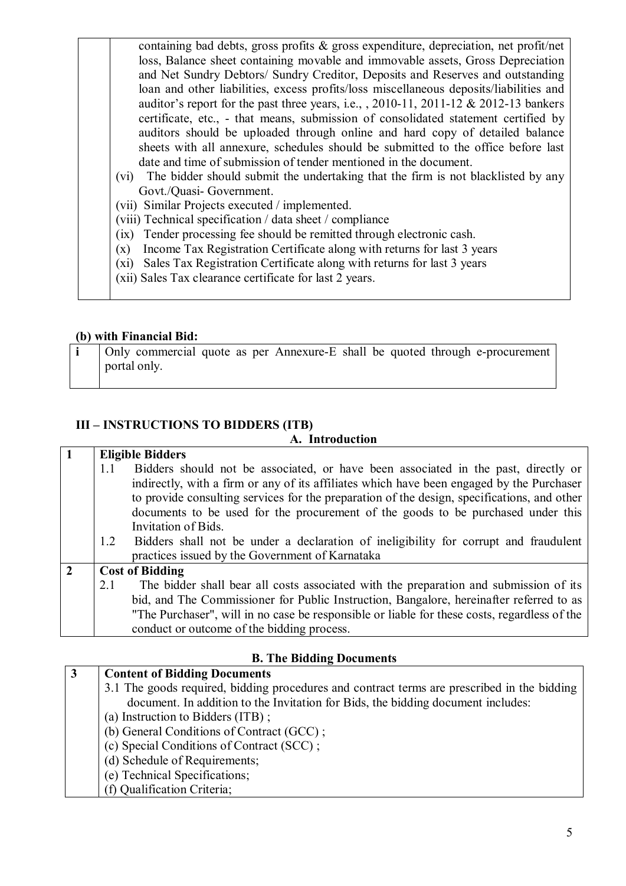| | containing bad debts, gross profits & gross expenditure, depreciation, net profit/net loss, Balance sheet containing movable and immovable assets, Gross Depreciation and Net Sundry Debtors/ Sundry Creditor, Deposits and Reserves and outstanding loan and other liabilities, excess profits/loss miscellaneous deposits/liabilities and auditor's report for the past three years, i.e., , 2010-11, 2011-12 & 2012-13 bankers certificate, etc., - that means, submission of consolidated statement certified by auditors should be uploaded through online and hard copy of detailed balance sheets with all annexure, schedules should be submitted to the office before last date and time of submission of tender mentioned in the document.<br>(vi) The bidder should submit the undertaking that the firm is not blacklisted by any Govt./Quasi- Government.<br>(vii) Similar Projects executed / implemented.<br>(viii) Technical specification / data sheet / compliance<br>(ix) Tender processing fee should be remitted through electronic cash.<br>(x) Income Tax Registration Certificate along with returns for last 3 years<br>(xi) Sales Tax Registration Certificate along with returns for last 3 years<br>(xii) Sales Tax clearance certificate for last 2 years. |
|---|---|

**(b) with Financial Bid:**

| i | Only commercial quote as per Annexure-E shall be quoted through e-procurement portal only. |
|---|---|

## III – INSTRUCTIONS TO BIDDERS (ITB)

### A. Introduction

| 1 | **Eligible Bidders**<br>1.1 Bidders should not be associated, or have been associated in the past, directly or indirectly, with a firm or any of its affiliates which have been engaged by the Purchaser to provide consulting services for the preparation of the design, specifications, and other documents to be used for the procurement of the goods to be purchased under this Invitation of Bids.<br>1.2 Bidders shall not be under a declaration of ineligibility for corrupt and fraudulent practices issued by the Government of Karnataka |
|---|---|
| 2 | **Cost of Bidding**<br>2.1 The bidder shall bear all costs associated with the preparation and submission of its bid, and The Commissioner for Public Instruction, Bangalore, hereinafter referred to as "The Purchaser", will in no case be responsible or liable for these costs, regardless of the conduct or outcome of the bidding process. |

### B. The Bidding Documents

| 3 | **Content of Bidding Documents**<br>3.1 The goods required, bidding procedures and contract terms are prescribed in the bidding document. In addition to the Invitation for Bids, the bidding document includes:<br>(a) Instruction to Bidders (ITB) ;<br>(b) General Conditions of Contract (GCC) ;<br>(c) Special Conditions of Contract (SCC) ;<br>(d) Schedule of Requirements;<br>(e) Technical Specifications;<br>(f) Qualification Criteria; |
|---|---|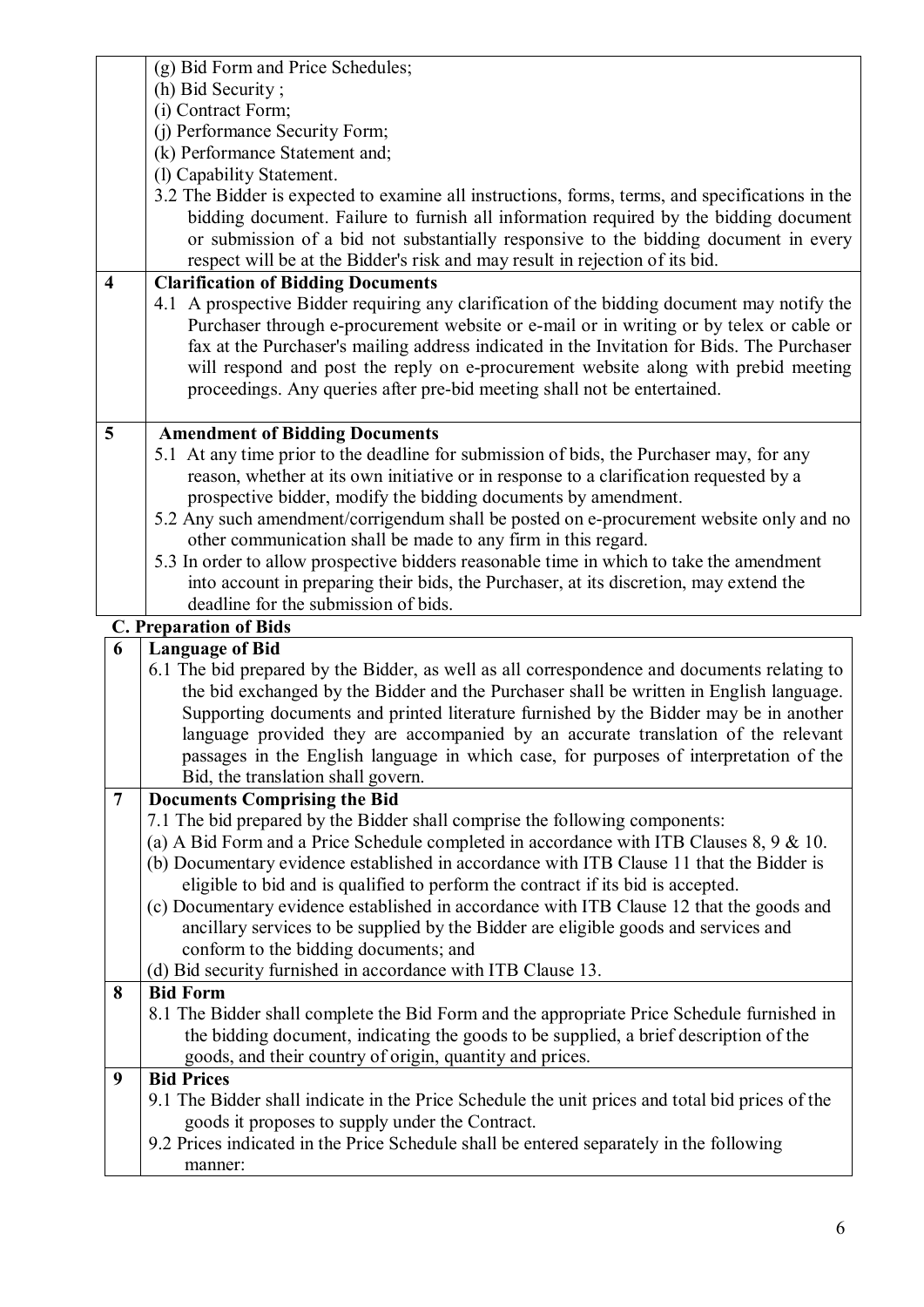|  |  |
|---|---|
|  | (g) Bid Form and Price Schedules;<br>(h) Bid Security ;<br>(i) Contract Form;<br>(j) Performance Security Form;<br>(k) Performance Statement and;<br>(l) Capability Statement.<br>3.2 The Bidder is expected to examine all instructions, forms, terms, and specifications in the bidding document. Failure to furnish all information required by the bidding document or submission of a bid not substantially responsive to the bidding document in every respect will be at the Bidder's risk and may result in rejection of its bid. |
| **4** | **Clarification of Bidding Documents**<br>4.1 A prospective Bidder requiring any clarification of the bidding document may notify the Purchaser through e-procurement website or e-mail or in writing or by telex or cable or fax at the Purchaser's mailing address indicated in the Invitation for Bids. The Purchaser will respond and post the reply on e-procurement website along with prebid meeting proceedings. Any queries after pre-bid meeting shall not be entertained. |
| **5** | **Amendment of Bidding Documents**<br>5.1 At any time prior to the deadline for submission of bids, the Purchaser may, for any reason, whether at its own initiative or in response to a clarification requested by a prospective bidder, modify the bidding documents by amendment.<br>5.2 Any such amendment/corrigendum shall be posted on e-procurement website only and no other communication shall be made to any firm in this regard.<br>5.3 In order to allow prospective bidders reasonable time in which to take the amendment into account in preparing their bids, the Purchaser, at its discretion, may extend the deadline for the submission of bids. |

**C. Preparation of Bids**

|  |  |
|---|---|
| **6** | **Language of Bid**<br>6.1 The bid prepared by the Bidder, as well as all correspondence and documents relating to the bid exchanged by the Bidder and the Purchaser shall be written in English language. Supporting documents and printed literature furnished by the Bidder may be in another language provided they are accompanied by an accurate translation of the relevant passages in the English language in which case, for purposes of interpretation of the Bid, the translation shall govern. |
| **7** | **Documents Comprising the Bid**<br>7.1 The bid prepared by the Bidder shall comprise the following components:<br>(a) A Bid Form and a Price Schedule completed in accordance with ITB Clauses 8, 9 & 10.<br>(b) Documentary evidence established in accordance with ITB Clause 11 that the Bidder is eligible to bid and is qualified to perform the contract if its bid is accepted.<br>(c) Documentary evidence established in accordance with ITB Clause 12 that the goods and ancillary services to be supplied by the Bidder are eligible goods and services and conform to the bidding documents; and<br>(d) Bid security furnished in accordance with ITB Clause 13. |
| **8** | **Bid Form**<br>8.1 The Bidder shall complete the Bid Form and the appropriate Price Schedule furnished in the bidding document, indicating the goods to be supplied, a brief description of the goods, and their country of origin, quantity and prices. |
| **9** | **Bid Prices**<br>9.1 The Bidder shall indicate in the Price Schedule the unit prices and total bid prices of the goods it proposes to supply under the Contract.<br>9.2 Prices indicated in the Price Schedule shall be entered separately in the following manner: |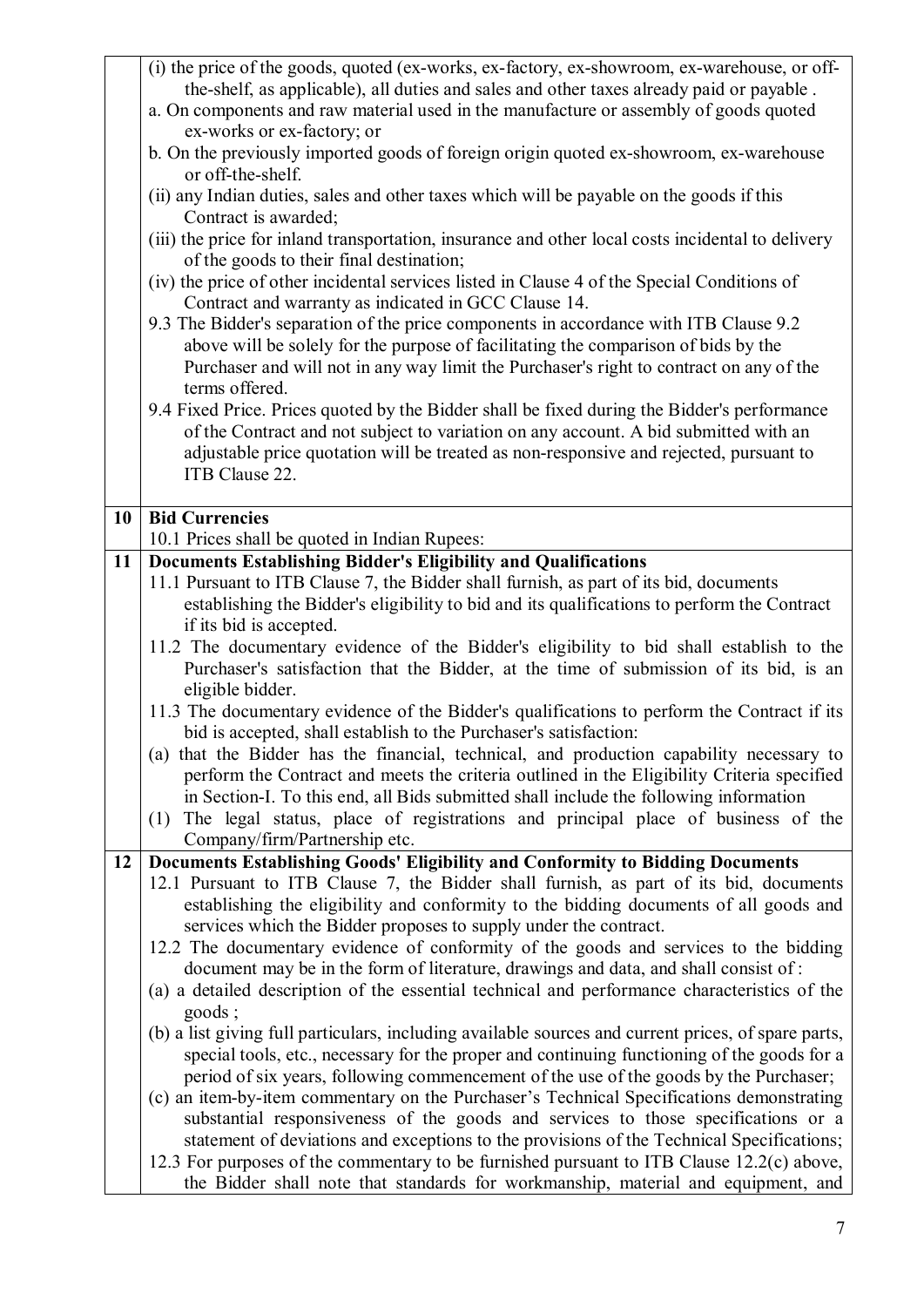|  |  |
|---|---|
|  | (i) the price of the goods, quoted (ex-works, ex-factory, ex-showroom, ex-warehouse, or off-the-shelf, as applicable), all duties and sales and other taxes already paid or payable .<br>a. On components and raw material used in the manufacture or assembly of goods quoted ex-works or ex-factory; or<br>b. On the previously imported goods of foreign origin quoted ex-showroom, ex-warehouse or off-the-shelf.<br>(ii) any Indian duties, sales and other taxes which will be payable on the goods if this Contract is awarded;<br>(iii) the price for inland transportation, insurance and other local costs incidental to delivery of the goods to their final destination;<br>(iv) the price of other incidental services listed in Clause 4 of the Special Conditions of Contract and warranty as indicated in GCC Clause 14.<br>9.3 The Bidder's separation of the price components in accordance with ITB Clause 9.2 above will be solely for the purpose of facilitating the comparison of bids by the Purchaser and will not in any way limit the Purchaser's right to contract on any of the terms offered.<br>9.4 Fixed Price. Prices quoted by the Bidder shall be fixed during the Bidder's performance of the Contract and not subject to variation on any account. A bid submitted with an adjustable price quotation will be treated as non-responsive and rejected, pursuant to ITB Clause 22. |
| **10** | **Bid Currencies**<br>10.1 Prices shall be quoted in Indian Rupees: |
| **11** | **Documents Establishing Bidder's Eligibility and Qualifications**<br>11.1 Pursuant to ITB Clause 7, the Bidder shall furnish, as part of its bid, documents establishing the Bidder's eligibility to bid and its qualifications to perform the Contract if its bid is accepted.<br>11.2 The documentary evidence of the Bidder's eligibility to bid shall establish to the Purchaser's satisfaction that the Bidder, at the time of submission of its bid, is an eligible bidder.<br>11.3 The documentary evidence of the Bidder's qualifications to perform the Contract if its bid is accepted, shall establish to the Purchaser's satisfaction:<br>(a) that the Bidder has the financial, technical, and production capability necessary to perform the Contract and meets the criteria outlined in the Eligibility Criteria specified in Section-I. To this end, all Bids submitted shall include the following information<br>(1) The legal status, place of registrations and principal place of business of the Company/firm/Partnership etc. |
| **12** | **Documents Establishing Goods' Eligibility and Conformity to Bidding Documents**<br>12.1 Pursuant to ITB Clause 7, the Bidder shall furnish, as part of its bid, documents establishing the eligibility and conformity to the bidding documents of all goods and services which the Bidder proposes to supply under the contract.<br>12.2 The documentary evidence of conformity of the goods and services to the bidding document may be in the form of literature, drawings and data, and shall consist of :<br>(a) a detailed description of the essential technical and performance characteristics of the goods ;<br>(b) a list giving full particulars, including available sources and current prices, of spare parts, special tools, etc., necessary for the proper and continuing functioning of the goods for a period of six years, following commencement of the use of the goods by the Purchaser;<br>(c) an item-by-item commentary on the Purchaser's Technical Specifications demonstrating substantial responsiveness of the goods and services to those specifications or a statement of deviations and exceptions to the provisions of the Technical Specifications;<br>12.3 For purposes of the commentary to be furnished pursuant to ITB Clause 12.2(c) above, the Bidder shall note that standards for workmanship, material and equipment, and |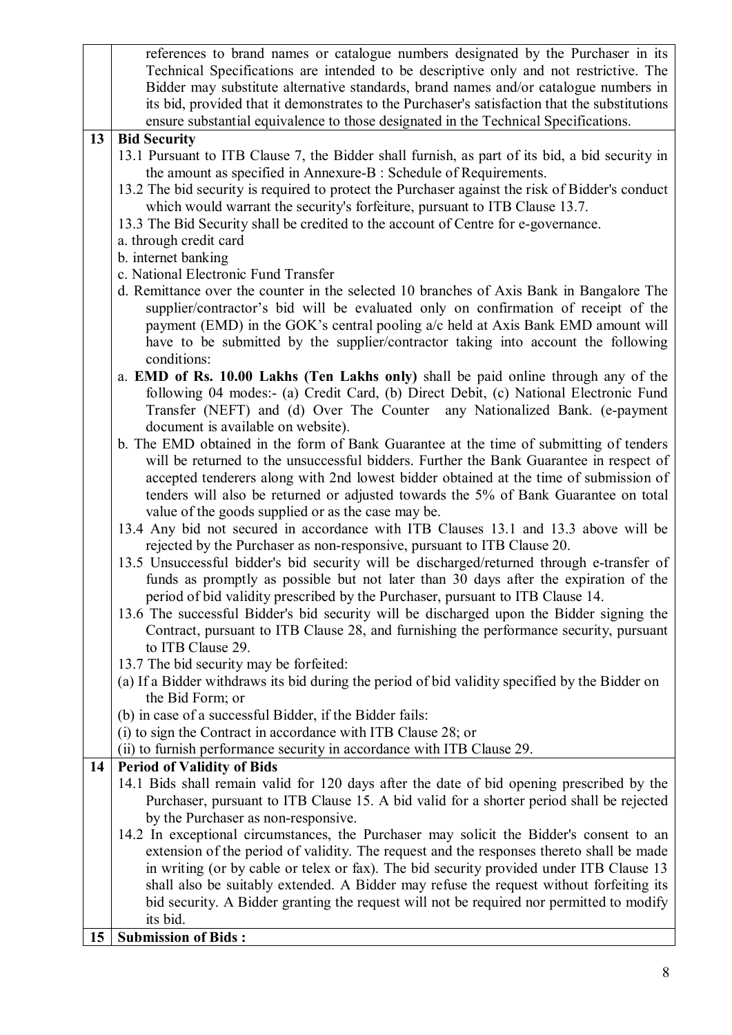| | |
|---|---|
| | references to brand names or catalogue numbers designated by the Purchaser in its Technical Specifications are intended to be descriptive only and not restrictive. The Bidder may substitute alternative standards, brand names and/or catalogue numbers in its bid, provided that it demonstrates to the Purchaser's satisfaction that the substitutions ensure substantial equivalence to those designated in the Technical Specifications. |
| **13** | **Bid Security** |
| | 13.1 Pursuant to ITB Clause 7, the Bidder shall furnish, as part of its bid, a bid security in the amount as specified in Annexure-B : Schedule of Requirements.<br>13.2 The bid security is required to protect the Purchaser against the risk of Bidder's conduct which would warrant the security's forfeiture, pursuant to ITB Clause 13.7.<br>13.3 The Bid Security shall be credited to the account of Centre for e-governance.<br>a. through credit card<br>b. internet banking<br>c. National Electronic Fund Transfer<br>d. Remittance over the counter in the selected 10 branches of Axis Bank in Bangalore The supplier/contractor's bid will be evaluated only on confirmation of receipt of the payment (EMD) in the GOK's central pooling a/c held at Axis Bank EMD amount will have to be submitted by the supplier/contractor taking into account the following conditions:<br>a. **EMD of Rs. 10.00 Lakhs (Ten Lakhs only)** shall be paid online through any of the following 04 modes:- (a) Credit Card, (b) Direct Debit, (c) National Electronic Fund Transfer (NEFT) and (d) Over The Counter any Nationalized Bank. (e-payment document is available on website).<br>b. The EMD obtained in the form of Bank Guarantee at the time of submitting of tenders will be returned to the unsuccessful bidders. Further the Bank Guarantee in respect of accepted tenderers along with 2nd lowest bidder obtained at the time of submission of tenders will also be returned or adjusted towards the 5% of Bank Guarantee on total value of the goods supplied or as the case may be.<br>13.4 Any bid not secured in accordance with ITB Clauses 13.1 and 13.3 above will be rejected by the Purchaser as non-responsive, pursuant to ITB Clause 20.<br>13.5 Unsuccessful bidder's bid security will be discharged/returned through e-transfer of funds as promptly as possible but not later than 30 days after the expiration of the period of bid validity prescribed by the Purchaser, pursuant to ITB Clause 14.<br>13.6 The successful Bidder's bid security will be discharged upon the Bidder signing the Contract, pursuant to ITB Clause 28, and furnishing the performance security, pursuant to ITB Clause 29.<br>13.7 The bid security may be forfeited:<br>(a) If a Bidder withdraws its bid during the period of bid validity specified by the Bidder on the Bid Form; or<br>(b) in case of a successful Bidder, if the Bidder fails:<br>(i) to sign the Contract in accordance with ITB Clause 28; or<br>(ii) to furnish performance security in accordance with ITB Clause 29. |
| **14** | **Period of Validity of Bids** |
| | 14.1 Bids shall remain valid for 120 days after the date of bid opening prescribed by the Purchaser, pursuant to ITB Clause 15. A bid valid for a shorter period shall be rejected by the Purchaser as non-responsive.<br>14.2 In exceptional circumstances, the Purchaser may solicit the Bidder's consent to an extension of the period of validity. The request and the responses thereto shall be made in writing (or by cable or telex or fax). The bid security provided under ITB Clause 13 shall also be suitably extended. A Bidder may refuse the request without forfeiting its bid security. A Bidder granting the request will not be required nor permitted to modify its bid. |
| **15** | **Submission of Bids :** |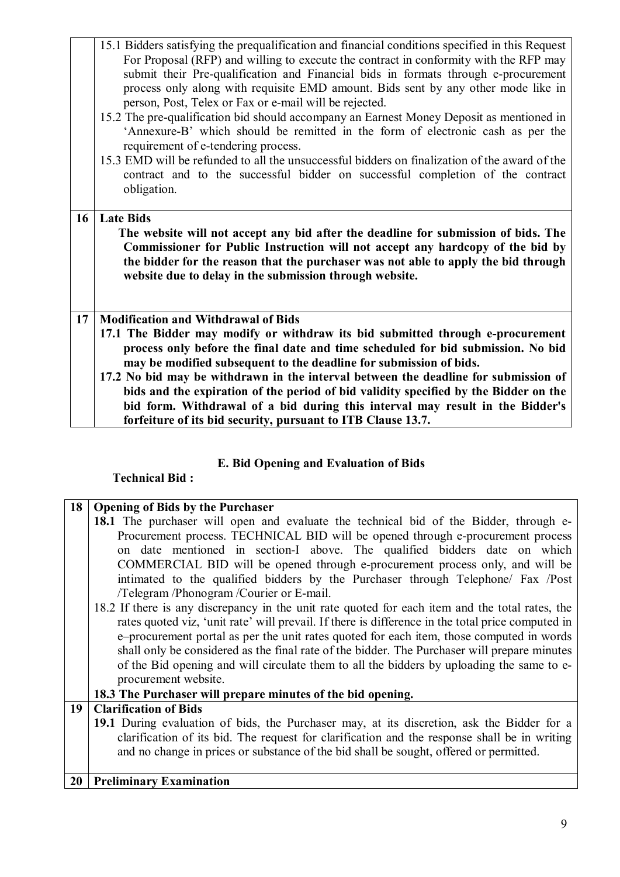| | |
|---|---|
| | 15.1 Bidders satisfying the prequalification and financial conditions specified in this Request For Proposal (RFP) and willing to execute the contract in conformity with the RFP may submit their Pre-qualification and Financial bids in formats through e-procurement process only along with requisite EMD amount. Bids sent by any other mode like in person, Post, Telex or Fax or e-mail will be rejected.<br>15.2 The pre-qualification bid should accompany an Earnest Money Deposit as mentioned in 'Annexure-B' which should be remitted in the form of electronic cash as per the requirement of e-tendering process.<br>15.3 EMD will be refunded to all the unsuccessful bidders on finalization of the award of the contract and to the successful bidder on successful completion of the contract obligation. |
| **16** | **Late Bids**<br>**The website will not accept any bid after the deadline for submission of bids. The Commissioner for Public Instruction will not accept any hardcopy of the bid by the bidder for the reason that the purchaser was not able to apply the bid through website due to delay in the submission through website.** |
| **17** | **Modification and Withdrawal of Bids**<br>**17.1 The Bidder may modify or withdraw its bid submitted through e-procurement process only before the final date and time scheduled for bid submission. No bid may be modified subsequent to the deadline for submission of bids.**<br>**17.2 No bid may be withdrawn in the interval between the deadline for submission of bids and the expiration of the period of bid validity specified by the Bidder on the bid form. Withdrawal of a bid during this interval may result in the Bidder's forfeiture of its bid security, pursuant to ITB Clause 13.7.** |

## E. Bid Opening and Evaluation of Bids

**Technical Bid :**

| | |
|---|---|
| **18** | **Opening of Bids by the Purchaser**<br>**18.1** The purchaser will open and evaluate the technical bid of the Bidder, through e-Procurement process. TECHNICAL BID will be opened through e-procurement process on date mentioned in section-I above. The qualified bidders date on which COMMERCIAL BID will be opened through e-procurement process only, and will be intimated to the qualified bidders by the Purchaser through Telephone/ Fax /Post /Telegram /Phonogram /Courier or E-mail.<br>18.2 If there is any discrepancy in the unit rate quoted for each item and the total rates, the rates quoted viz, 'unit rate' will prevail. If there is difference in the total price computed in e–procurement portal as per the unit rates quoted for each item, those computed in words shall only be considered as the final rate of the bidder. The Purchaser will prepare minutes of the Bid opening and will circulate them to all the bidders by uploading the same to e-procurement website.<br>**18.3 The Purchaser will prepare minutes of the bid opening.** |
| **19** | **Clarification of Bids**<br>**19.1** During evaluation of bids, the Purchaser may, at its discretion, ask the Bidder for a clarification of its bid. The request for clarification and the response shall be in writing and no change in prices or substance of the bid shall be sought, offered or permitted. |
| **20** | **Preliminary Examination** |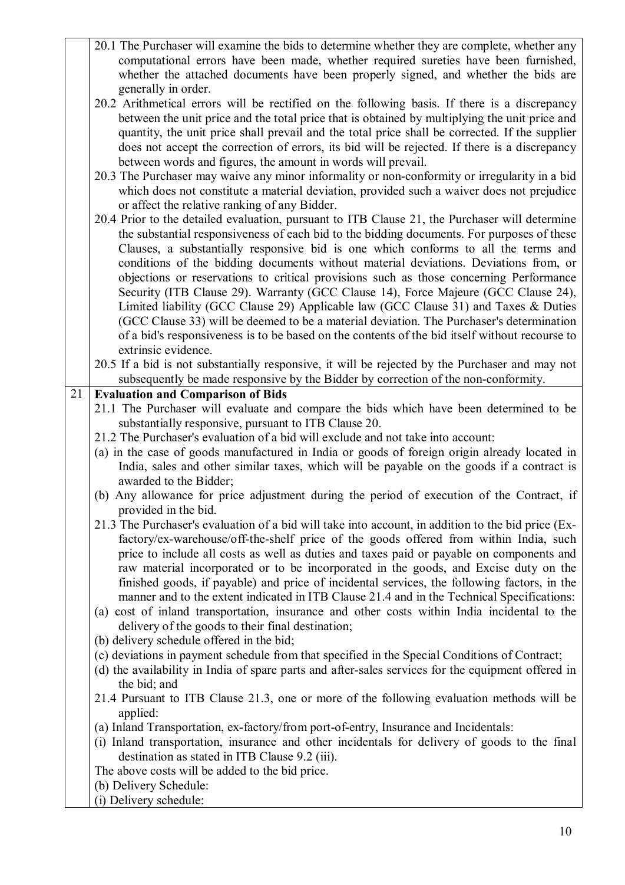20.1 The Purchaser will examine the bids to determine whether they are complete, whether any computational errors have been made, whether required sureties have been furnished, whether the attached documents have been properly signed, and whether the bids are generally in order.

20.2 Arithmetical errors will be rectified on the following basis. If there is a discrepancy between the unit price and the total price that is obtained by multiplying the unit price and quantity, the unit price shall prevail and the total price shall be corrected. If the supplier does not accept the correction of errors, its bid will be rejected. If there is a discrepancy between words and figures, the amount in words will prevail.

20.3 The Purchaser may waive any minor informality or non-conformity or irregularity in a bid which does not constitute a material deviation, provided such a waiver does not prejudice or affect the relative ranking of any Bidder.

20.4 Prior to the detailed evaluation, pursuant to ITB Clause 21, the Purchaser will determine the substantial responsiveness of each bid to the bidding documents. For purposes of these Clauses, a substantially responsive bid is one which conforms to all the terms and conditions of the bidding documents without material deviations. Deviations from, or objections or reservations to critical provisions such as those concerning Performance Security (ITB Clause 29). Warranty (GCC Clause 14), Force Majeure (GCC Clause 24), Limited liability (GCC Clause 29) Applicable law (GCC Clause 31) and Taxes & Duties (GCC Clause 33) will be deemed to be a material deviation. The Purchaser's determination of a bid's responsiveness is to be based on the contents of the bid itself without recourse to extrinsic evidence.

20.5 If a bid is not substantially responsive, it will be rejected by the Purchaser and may not subsequently be made responsive by the Bidder by correction of the non-conformity.

## 21 Evaluation and Comparison of Bids

21.1 The Purchaser will evaluate and compare the bids which have been determined to be substantially responsive, pursuant to ITB Clause 20.

21.2 The Purchaser's evaluation of a bid will exclude and not take into account:

(a) in the case of goods manufactured in India or goods of foreign origin already located in India, sales and other similar taxes, which will be payable on the goods if a contract is awarded to the Bidder;

(b) Any allowance for price adjustment during the period of execution of the Contract, if provided in the bid.

21.3 The Purchaser's evaluation of a bid will take into account, in addition to the bid price (Ex-factory/ex-warehouse/off-the-shelf price of the goods offered from within India, such price to include all costs as well as duties and taxes paid or payable on components and raw material incorporated or to be incorporated in the goods, and Excise duty on the finished goods, if payable) and price of incidental services, the following factors, in the manner and to the extent indicated in ITB Clause 21.4 and in the Technical Specifications:

(a) cost of inland transportation, insurance and other costs within India incidental to the delivery of the goods to their final destination;

(b) delivery schedule offered in the bid;

(c) deviations in payment schedule from that specified in the Special Conditions of Contract;

(d) the availability in India of spare parts and after-sales services for the equipment offered in the bid; and

21.4 Pursuant to ITB Clause 21.3, one or more of the following evaluation methods will be applied:

(a) Inland Transportation, ex-factory/from port-of-entry, Insurance and Incidentals:

(i) Inland transportation, insurance and other incidentals for delivery of goods to the final destination as stated in ITB Clause 9.2 (iii).

The above costs will be added to the bid price.

(b) Delivery Schedule:

(i) Delivery schedule: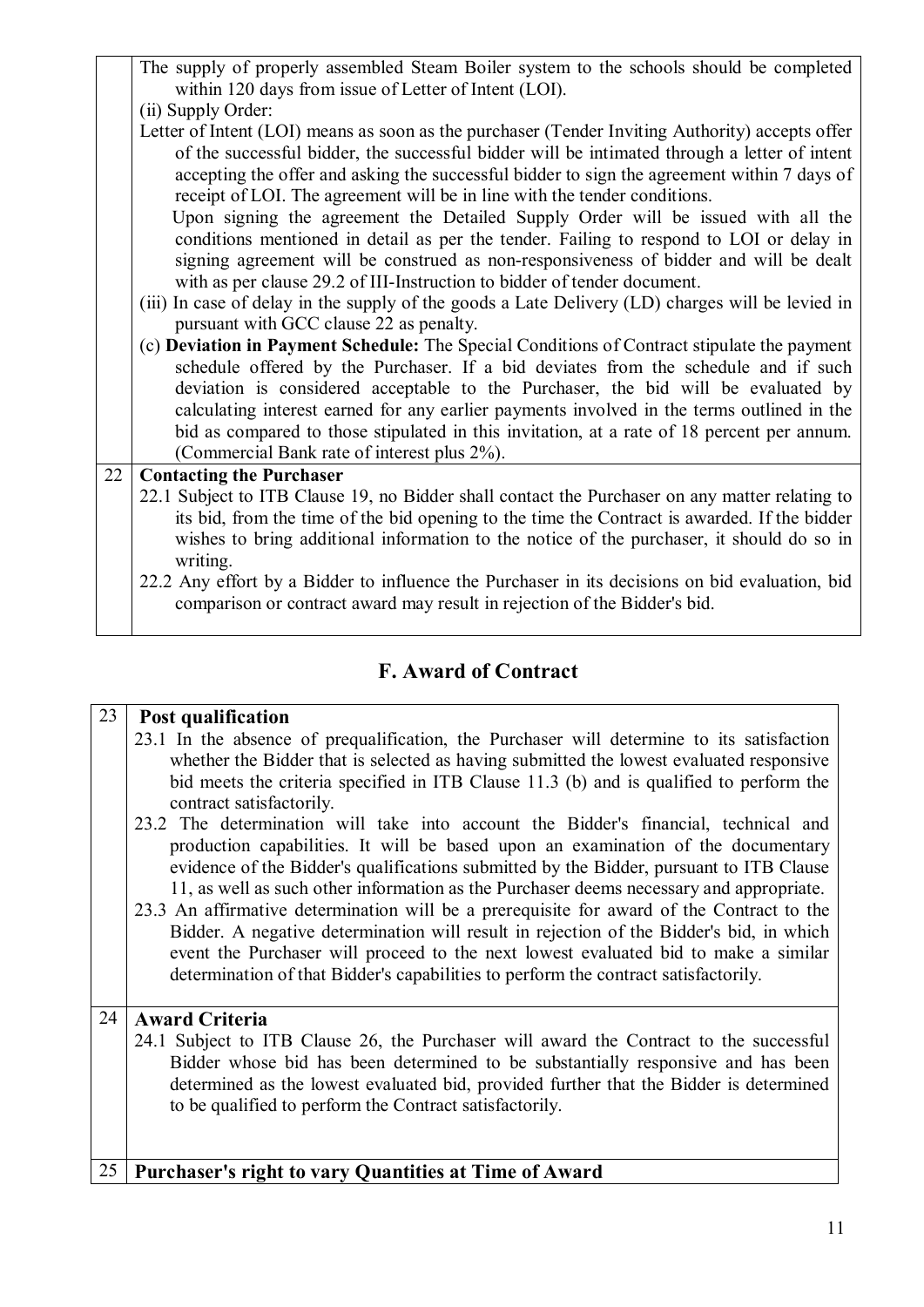| | |
|---|---|
| | The supply of properly assembled Steam Boiler system to the schools should be completed within 120 days from issue of Letter of Intent (LOI).<br>(ii) Supply Order:<br>Letter of Intent (LOI) means as soon as the purchaser (Tender Inviting Authority) accepts offer of the successful bidder, the successful bidder will be intimated through a letter of intent accepting the offer and asking the successful bidder to sign the agreement within 7 days of receipt of LOI. The agreement will be in line with the tender conditions.<br>Upon signing the agreement the Detailed Supply Order will be issued with all the conditions mentioned in detail as per the tender. Failing to respond to LOI or delay in signing agreement will be construed as non-responsiveness of bidder and will be dealt with as per clause 29.2 of III-Instruction to bidder of tender document.<br>(iii) In case of delay in the supply of the goods a Late Delivery (LD) charges will be levied in pursuant with GCC clause 22 as penalty.<br>(c) **Deviation in Payment Schedule:** The Special Conditions of Contract stipulate the payment schedule offered by the Purchaser. If a bid deviates from the schedule and if such deviation is considered acceptable to the Purchaser, the bid will be evaluated by calculating interest earned for any earlier payments involved in the terms outlined in the bid as compared to those stipulated in this invitation, at a rate of 18 percent per annum. (Commercial Bank rate of interest plus 2%). |
| 22 | **Contacting the Purchaser**<br>22.1 Subject to ITB Clause 19, no Bidder shall contact the Purchaser on any matter relating to its bid, from the time of the bid opening to the time the Contract is awarded. If the bidder wishes to bring additional information to the notice of the purchaser, it should do so in writing.<br>22.2 Any effort by a Bidder to influence the Purchaser in its decisions on bid evaluation, bid comparison or contract award may result in rejection of the Bidder's bid. |

## F. Award of Contract

| | |
|---|---|
| 23 | **Post qualification**<br>23.1 In the absence of prequalification, the Purchaser will determine to its satisfaction whether the Bidder that is selected as having submitted the lowest evaluated responsive bid meets the criteria specified in ITB Clause 11.3 (b) and is qualified to perform the contract satisfactorily.<br>23.2 The determination will take into account the Bidder's financial, technical and production capabilities. It will be based upon an examination of the documentary evidence of the Bidder's qualifications submitted by the Bidder, pursuant to ITB Clause 11, as well as such other information as the Purchaser deems necessary and appropriate.<br>23.3 An affirmative determination will be a prerequisite for award of the Contract to the Bidder. A negative determination will result in rejection of the Bidder's bid, in which event the Purchaser will proceed to the next lowest evaluated bid to make a similar determination of that Bidder's capabilities to perform the contract satisfactorily. |
| 24 | **Award Criteria**<br>24.1 Subject to ITB Clause 26, the Purchaser will award the Contract to the successful Bidder whose bid has been determined to be substantially responsive and has been determined as the lowest evaluated bid, provided further that the Bidder is determined to be qualified to perform the Contract satisfactorily. |
| 25 | **Purchaser's right to vary Quantities at Time of Award** |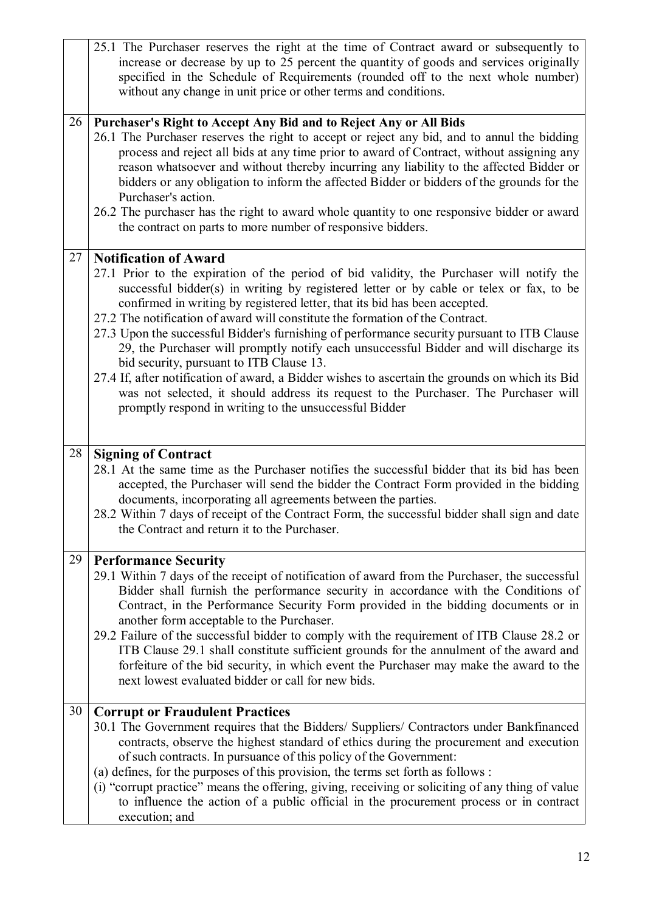|  |  |
|---|---|
|  | 25.1 The Purchaser reserves the right at the time of Contract award or subsequently to increase or decrease by up to 25 percent the quantity of goods and services originally specified in the Schedule of Requirements (rounded off to the next whole number) without any change in unit price or other terms and conditions. |
| 26 | **Purchaser's Right to Accept Any Bid and to Reject Any or All Bids**<br>26.1 The Purchaser reserves the right to accept or reject any bid, and to annul the bidding process and reject all bids at any time prior to award of Contract, without assigning any reason whatsoever and without thereby incurring any liability to the affected Bidder or bidders or any obligation to inform the affected Bidder or bidders of the grounds for the Purchaser's action.<br>26.2 The purchaser has the right to award whole quantity to one responsive bidder or award the contract on parts to more number of responsive bidders. |
| 27 | **Notification of Award**<br>27.1 Prior to the expiration of the period of bid validity, the Purchaser will notify the successful bidder(s) in writing by registered letter or by cable or telex or fax, to be confirmed in writing by registered letter, that its bid has been accepted.<br>27.2 The notification of award will constitute the formation of the Contract.<br>27.3 Upon the successful Bidder's furnishing of performance security pursuant to ITB Clause 29, the Purchaser will promptly notify each unsuccessful Bidder and will discharge its bid security, pursuant to ITB Clause 13.<br>27.4 If, after notification of award, a Bidder wishes to ascertain the grounds on which its Bid was not selected, it should address its request to the Purchaser. The Purchaser will promptly respond in writing to the unsuccessful Bidder |
| 28 | **Signing of Contract**<br>28.1 At the same time as the Purchaser notifies the successful bidder that its bid has been accepted, the Purchaser will send the bidder the Contract Form provided in the bidding documents, incorporating all agreements between the parties.<br>28.2 Within 7 days of receipt of the Contract Form, the successful bidder shall sign and date the Contract and return it to the Purchaser. |
| 29 | **Performance Security**<br>29.1 Within 7 days of the receipt of notification of award from the Purchaser, the successful Bidder shall furnish the performance security in accordance with the Conditions of Contract, in the Performance Security Form provided in the bidding documents or in another form acceptable to the Purchaser.<br>29.2 Failure of the successful bidder to comply with the requirement of ITB Clause 28.2 or ITB Clause 29.1 shall constitute sufficient grounds for the annulment of the award and forfeiture of the bid security, in which event the Purchaser may make the award to the next lowest evaluated bidder or call for new bids. |
| 30 | **Corrupt or Fraudulent Practices**<br>30.1 The Government requires that the Bidders/ Suppliers/ Contractors under Bankfinanced contracts, observe the highest standard of ethics during the procurement and execution of such contracts. In pursuance of this policy of the Government:<br>(a) defines, for the purposes of this provision, the terms set forth as follows :<br>(i) "corrupt practice" means the offering, giving, receiving or soliciting of any thing of value to influence the action of a public official in the procurement process or in contract execution; and |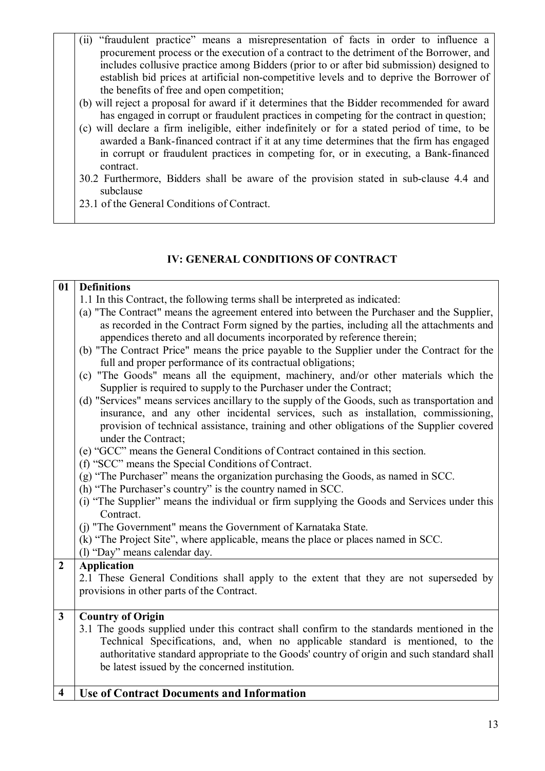| | |
|---|---|
| | (ii) "fraudulent practice" means a misrepresentation of facts in order to influence a procurement process or the execution of a contract to the detriment of the Borrower, and includes collusive practice among Bidders (prior to or after bid submission) designed to establish bid prices at artificial non-competitive levels and to deprive the Borrower of the benefits of free and open competition;<br>(b) will reject a proposal for award if it determines that the Bidder recommended for award has engaged in corrupt or fraudulent practices in competing for the contract in question;<br>(c) will declare a firm ineligible, either indefinitely or for a stated period of time, to be awarded a Bank-financed contract if it at any time determines that the firm has engaged in corrupt or fraudulent practices in competing for, or in executing, a Bank-financed contract.<br>30.2 Furthermore, Bidders shall be aware of the provision stated in sub-clause 4.4 and subclause<br>23.1 of the General Conditions of Contract. |

## IV: GENERAL CONDITIONS OF CONTRACT

| | |
|---|---|
| **01** | **Definitions**<br>1.1 In this Contract, the following terms shall be interpreted as indicated:<br>(a) "The Contract" means the agreement entered into between the Purchaser and the Supplier, as recorded in the Contract Form signed by the parties, including all the attachments and appendices thereto and all documents incorporated by reference therein;<br>(b) "The Contract Price" means the price payable to the Supplier under the Contract for the full and proper performance of its contractual obligations;<br>(c) "The Goods" means all the equipment, machinery, and/or other materials which the Supplier is required to supply to the Purchaser under the Contract;<br>(d) "Services" means services ancillary to the supply of the Goods, such as transportation and insurance, and any other incidental services, such as installation, commissioning, provision of technical assistance, training and other obligations of the Supplier covered under the Contract;<br>(e) "GCC" means the General Conditions of Contract contained in this section.<br>(f) "SCC" means the Special Conditions of Contract.<br>(g) "The Purchaser" means the organization purchasing the Goods, as named in SCC.<br>(h) "The Purchaser's country" is the country named in SCC.<br>(i) "The Supplier" means the individual or firm supplying the Goods and Services under this Contract.<br>(j) "The Government" means the Government of Karnataka State.<br>(k) "The Project Site", where applicable, means the place or places named in SCC.<br>(l) "Day" means calendar day. |
| **2** | **Application**<br>2.1 These General Conditions shall apply to the extent that they are not superseded by provisions in other parts of the Contract. |
| **3** | **Country of Origin**<br>3.1 The goods supplied under this contract shall confirm to the standards mentioned in the Technical Specifications, and, when no applicable standard is mentioned, to the authoritative standard appropriate to the Goods' country of origin and such standard shall be latest issued by the concerned institution. |
| **4** | **Use of Contract Documents and Information** |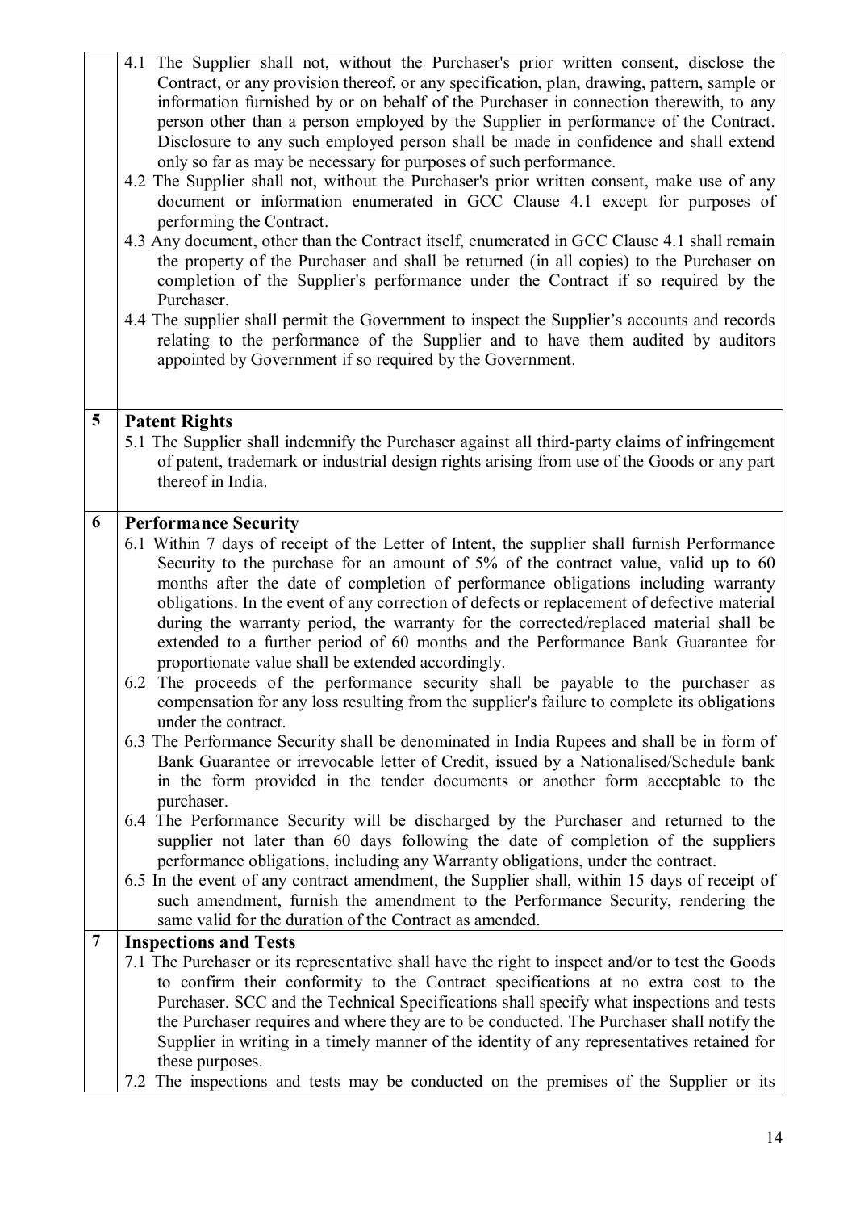4.1 The Supplier shall not, without the Purchaser's prior written consent, disclose the Contract, or any provision thereof, or any specification, plan, drawing, pattern, sample or information furnished by or on behalf of the Purchaser in connection therewith, to any person other than a person employed by the Supplier in performance of the Contract. Disclosure to any such employed person shall be made in confidence and shall extend only so far as may be necessary for purposes of such performance.

4.2 The Supplier shall not, without the Purchaser's prior written consent, make use of any document or information enumerated in GCC Clause 4.1 except for purposes of performing the Contract.

4.3 Any document, other than the Contract itself, enumerated in GCC Clause 4.1 shall remain the property of the Purchaser and shall be returned (in all copies) to the Purchaser on completion of the Supplier's performance under the Contract if so required by the Purchaser.

4.4 The supplier shall permit the Government to inspect the Supplier's accounts and records relating to the performance of the Supplier and to have them audited by auditors appointed by Government if so required by the Government.

## 5 Patent Rights

5.1 The Supplier shall indemnify the Purchaser against all third-party claims of infringement of patent, trademark or industrial design rights arising from use of the Goods or any part thereof in India.

## 6 Performance Security

6.1 Within 7 days of receipt of the Letter of Intent, the supplier shall furnish Performance Security to the purchase for an amount of 5% of the contract value, valid up to 60 months after the date of completion of performance obligations including warranty obligations. In the event of any correction of defects or replacement of defective material during the warranty period, the warranty for the corrected/replaced material shall be extended to a further period of 60 months and the Performance Bank Guarantee for proportionate value shall be extended accordingly.

6.2 The proceeds of the performance security shall be payable to the purchaser as compensation for any loss resulting from the supplier's failure to complete its obligations under the contract.

6.3 The Performance Security shall be denominated in India Rupees and shall be in form of Bank Guarantee or irrevocable letter of Credit, issued by a Nationalised/Schedule bank in the form provided in the tender documents or another form acceptable to the purchaser.

6.4 The Performance Security will be discharged by the Purchaser and returned to the supplier not later than 60 days following the date of completion of the suppliers performance obligations, including any Warranty obligations, under the contract.

6.5 In the event of any contract amendment, the Supplier shall, within 15 days of receipt of such amendment, furnish the amendment to the Performance Security, rendering the same valid for the duration of the Contract as amended.

## 7 Inspections and Tests

7.1 The Purchaser or its representative shall have the right to inspect and/or to test the Goods to confirm their conformity to the Contract specifications at no extra cost to the Purchaser. SCC and the Technical Specifications shall specify what inspections and tests the Purchaser requires and where they are to be conducted. The Purchaser shall notify the Supplier in writing in a timely manner of the identity of any representatives retained for these purposes.

7.2 The inspections and tests may be conducted on the premises of the Supplier or its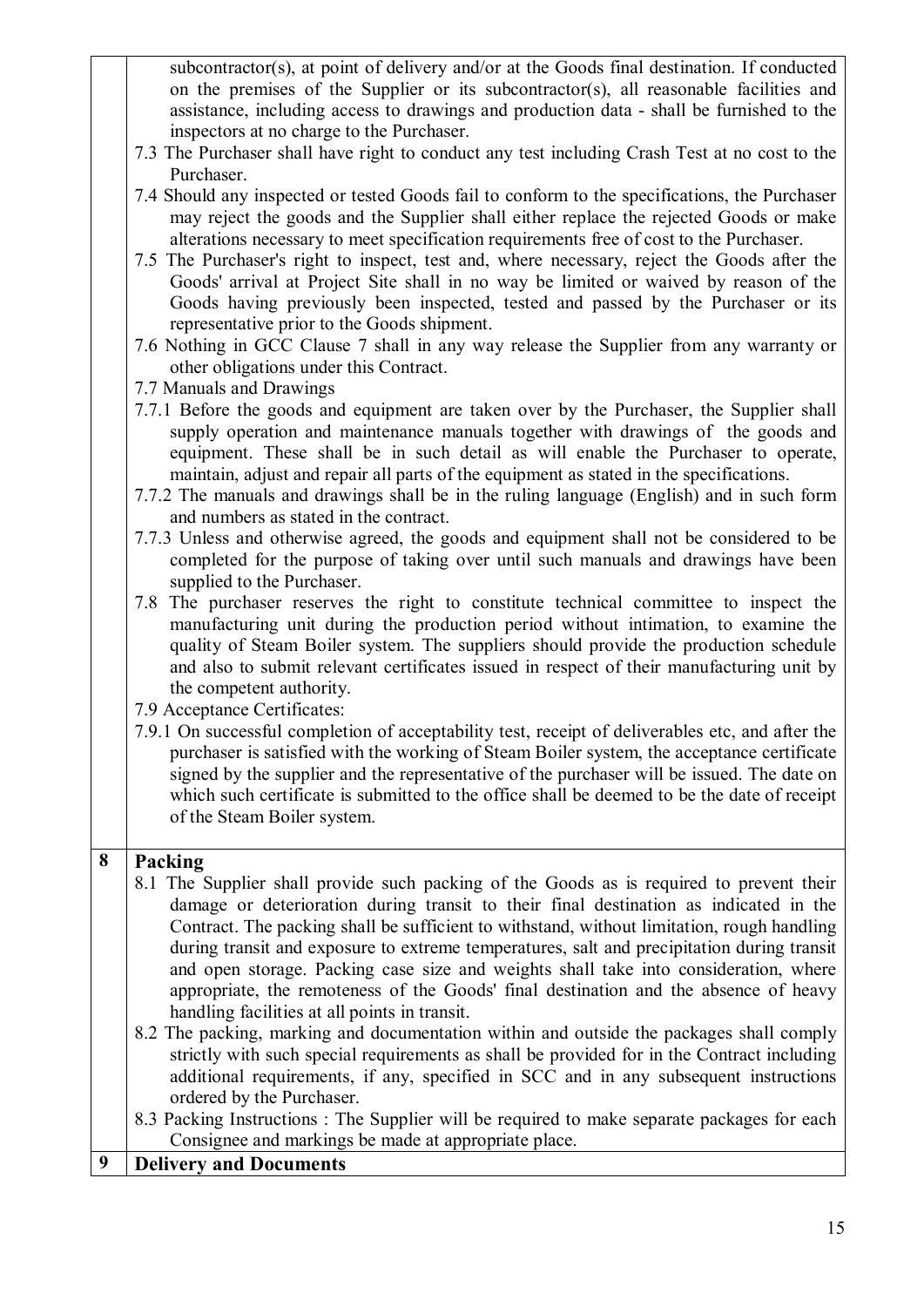| | |
|---|---|
| | subcontractor(s), at point of delivery and/or at the Goods final destination. If conducted on the premises of the Supplier or its subcontractor(s), all reasonable facilities and assistance, including access to drawings and production data - shall be furnished to the inspectors at no charge to the Purchaser.<br>7.3 The Purchaser shall have right to conduct any test including Crash Test at no cost to the Purchaser.<br>7.4 Should any inspected or tested Goods fail to conform to the specifications, the Purchaser may reject the goods and the Supplier shall either replace the rejected Goods or make alterations necessary to meet specification requirements free of cost to the Purchaser.<br>7.5 The Purchaser's right to inspect, test and, where necessary, reject the Goods after the Goods' arrival at Project Site shall in no way be limited or waived by reason of the Goods having previously been inspected, tested and passed by the Purchaser or its representative prior to the Goods shipment.<br>7.6 Nothing in GCC Clause 7 shall in any way release the Supplier from any warranty or other obligations under this Contract.<br>7.7 Manuals and Drawings<br>7.7.1 Before the goods and equipment are taken over by the Purchaser, the Supplier shall supply operation and maintenance manuals together with drawings of the goods and equipment. These shall be in such detail as will enable the Purchaser to operate, maintain, adjust and repair all parts of the equipment as stated in the specifications.<br>7.7.2 The manuals and drawings shall be in the ruling language (English) and in such form and numbers as stated in the contract.<br>7.7.3 Unless and otherwise agreed, the goods and equipment shall not be considered to be completed for the purpose of taking over until such manuals and drawings have been supplied to the Purchaser.<br>7.8 The purchaser reserves the right to constitute technical committee to inspect the manufacturing unit during the production period without intimation, to examine the quality of Steam Boiler system. The suppliers should provide the production schedule and also to submit relevant certificates issued in respect of their manufacturing unit by the competent authority.<br>7.9 Acceptance Certificates:<br>7.9.1 On successful completion of acceptability test, receipt of deliverables etc, and after the purchaser is satisfied with the working of Steam Boiler system, the acceptance certificate signed by the supplier and the representative of the purchaser will be issued. The date on which such certificate is submitted to the office shall be deemed to be the date of receipt of the Steam Boiler system. |
| **8** | **Packing**<br>8.1 The Supplier shall provide such packing of the Goods as is required to prevent their damage or deterioration during transit to their final destination as indicated in the Contract. The packing shall be sufficient to withstand, without limitation, rough handling during transit and exposure to extreme temperatures, salt and precipitation during transit and open storage. Packing case size and weights shall take into consideration, where appropriate, the remoteness of the Goods' final destination and the absence of heavy handling facilities at all points in transit.<br>8.2 The packing, marking and documentation within and outside the packages shall comply strictly with such special requirements as shall be provided for in the Contract including additional requirements, if any, specified in SCC and in any subsequent instructions ordered by the Purchaser.<br>8.3 Packing Instructions : The Supplier will be required to make separate packages for each Consignee and markings be made at appropriate place. |
| **9** | **Delivery and Documents** |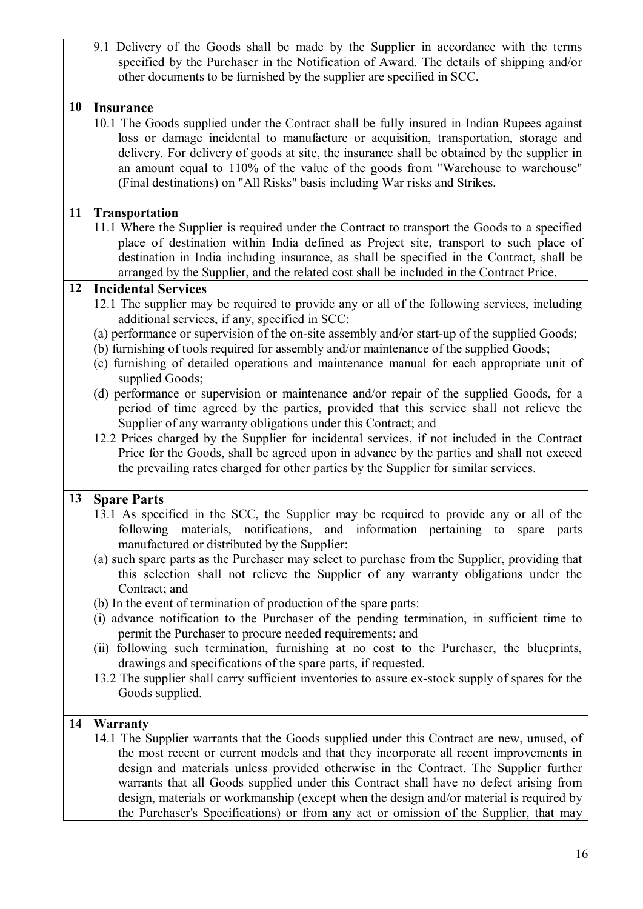9.1 Delivery of the Goods shall be made by the Supplier in accordance with the terms specified by the Purchaser in the Notification of Award. The details of shipping and/or other documents to be furnished by the supplier are specified in SCC.

## 10 Insurance

10.1 The Goods supplied under the Contract shall be fully insured in Indian Rupees against loss or damage incidental to manufacture or acquisition, transportation, storage and delivery. For delivery of goods at site, the insurance shall be obtained by the supplier in an amount equal to 110% of the value of the goods from "Warehouse to warehouse" (Final destinations) on "All Risks" basis including War risks and Strikes.

## 11 Transportation

11.1 Where the Supplier is required under the Contract to transport the Goods to a specified place of destination within India defined as Project site, transport to such place of destination in India including insurance, as shall be specified in the Contract, shall be arranged by the Supplier, and the related cost shall be included in the Contract Price.

## 12 Incidental Services

12.1 The supplier may be required to provide any or all of the following services, including additional services, if any, specified in SCC:

(a) performance or supervision of the on-site assembly and/or start-up of the supplied Goods;

(b) furnishing of tools required for assembly and/or maintenance of the supplied Goods;

(c) furnishing of detailed operations and maintenance manual for each appropriate unit of supplied Goods;

(d) performance or supervision or maintenance and/or repair of the supplied Goods, for a period of time agreed by the parties, provided that this service shall not relieve the Supplier of any warranty obligations under this Contract; and

12.2 Prices charged by the Supplier for incidental services, if not included in the Contract Price for the Goods, shall be agreed upon in advance by the parties and shall not exceed the prevailing rates charged for other parties by the Supplier for similar services.

## 13 Spare Parts

13.1 As specified in the SCC, the Supplier may be required to provide any or all of the following materials, notifications, and information pertaining to spare parts manufactured or distributed by the Supplier:

(a) such spare parts as the Purchaser may select to purchase from the Supplier, providing that this selection shall not relieve the Supplier of any warranty obligations under the Contract; and

(b) In the event of termination of production of the spare parts:

(i) advance notification to the Purchaser of the pending termination, in sufficient time to permit the Purchaser to procure needed requirements; and

(ii) following such termination, furnishing at no cost to the Purchaser, the blueprints, drawings and specifications of the spare parts, if requested.

13.2 The supplier shall carry sufficient inventories to assure ex-stock supply of spares for the Goods supplied.

## 14 Warranty

14.1 The Supplier warrants that the Goods supplied under this Contract are new, unused, of the most recent or current models and that they incorporate all recent improvements in design and materials unless provided otherwise in the Contract. The Supplier further warrants that all Goods supplied under this Contract shall have no defect arising from design, materials or workmanship (except when the design and/or material is required by the Purchaser's Specifications) or from any act or omission of the Supplier, that may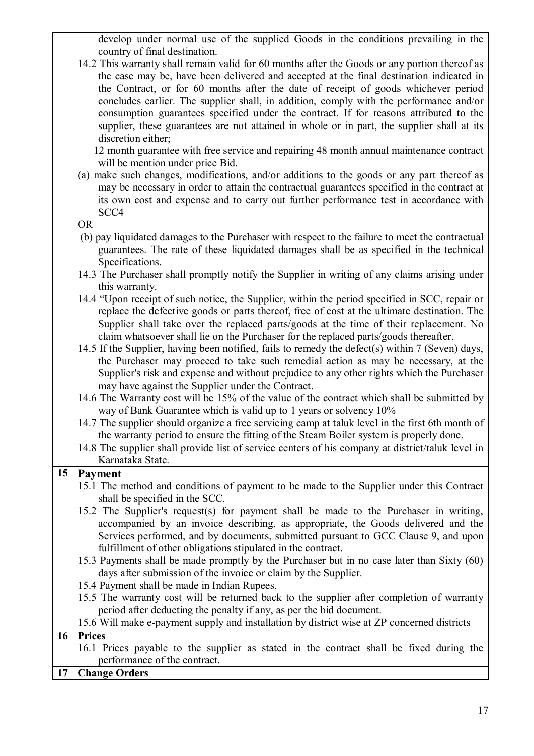| | |
|---|---|
| | develop under normal use of the supplied Goods in the conditions prevailing in the country of final destination.<br>14.2 This warranty shall remain valid for 60 months after the Goods or any portion thereof as the case may be, have been delivered and accepted at the final destination indicated in the Contract, or for 60 months after the date of receipt of goods whichever period concludes earlier. The supplier shall, in addition, comply with the performance and/or consumption guarantees specified under the contract. If for reasons attributed to the supplier, these guarantees are not attained in whole or in part, the supplier shall at its discretion either;<br>12 month guarantee with free service and repairing 48 month annual maintenance contract will be mention under price Bid.<br>(a) make such changes, modifications, and/or additions to the goods or any part thereof as may be necessary in order to attain the contractual guarantees specified in the contract at its own cost and expense and to carry out further performance test in accordance with SCC4<br>OR<br>(b) pay liquidated damages to the Purchaser with respect to the failure to meet the contractual guarantees. The rate of these liquidated damages shall be as specified in the technical Specifications.<br>14.3 The Purchaser shall promptly notify the Supplier in writing of any claims arising under this warranty.<br>14.4 "Upon receipt of such notice, the Supplier, within the period specified in SCC, repair or replace the defective goods or parts thereof, free of cost at the ultimate destination. The Supplier shall take over the replaced parts/goods at the time of their replacement. No claim whatsoever shall lie on the Purchaser for the replaced parts/goods thereafter.<br>14.5 If the Supplier, having been notified, fails to remedy the defect(s) within 7 (Seven) days, the Purchaser may proceed to take such remedial action as may be necessary, at the Supplier's risk and expense and without prejudice to any other rights which the Purchaser may have against the Supplier under the Contract.<br>14.6 The Warranty cost will be 15% of the value of the contract which shall be submitted by way of Bank Guarantee which is valid up to 1 years or solvency 10%<br>14.7 The supplier should organize a free servicing camp at taluk level in the first 6th month of the warranty period to ensure the fitting of the Steam Boiler system is properly done.<br>14.8 The supplier shall provide list of service centers of his company at district/taluk level in Karnataka State. |
| **15** | **Payment**<br>15.1 The method and conditions of payment to be made to the Supplier under this Contract shall be specified in the SCC.<br>15.2 The Supplier's request(s) for payment shall be made to the Purchaser in writing, accompanied by an invoice describing, as appropriate, the Goods delivered and the Services performed, and by documents, submitted pursuant to GCC Clause 9, and upon fulfillment of other obligations stipulated in the contract.<br>15.3 Payments shall be made promptly by the Purchaser but in no case later than Sixty (60) days after submission of the invoice or claim by the Supplier.<br>15.4 Payment shall be made in Indian Rupees.<br>15.5 The warranty cost will be returned back to the supplier after completion of warranty period after deducting the penalty if any, as per the bid document.<br>15.6 Will make e-payment supply and installation by district wise at ZP concerned districts |
| **16** | **Prices**<br>16.1 Prices payable to the supplier as stated in the contract shall be fixed during the performance of the contract. |
| **17** | **Change Orders** |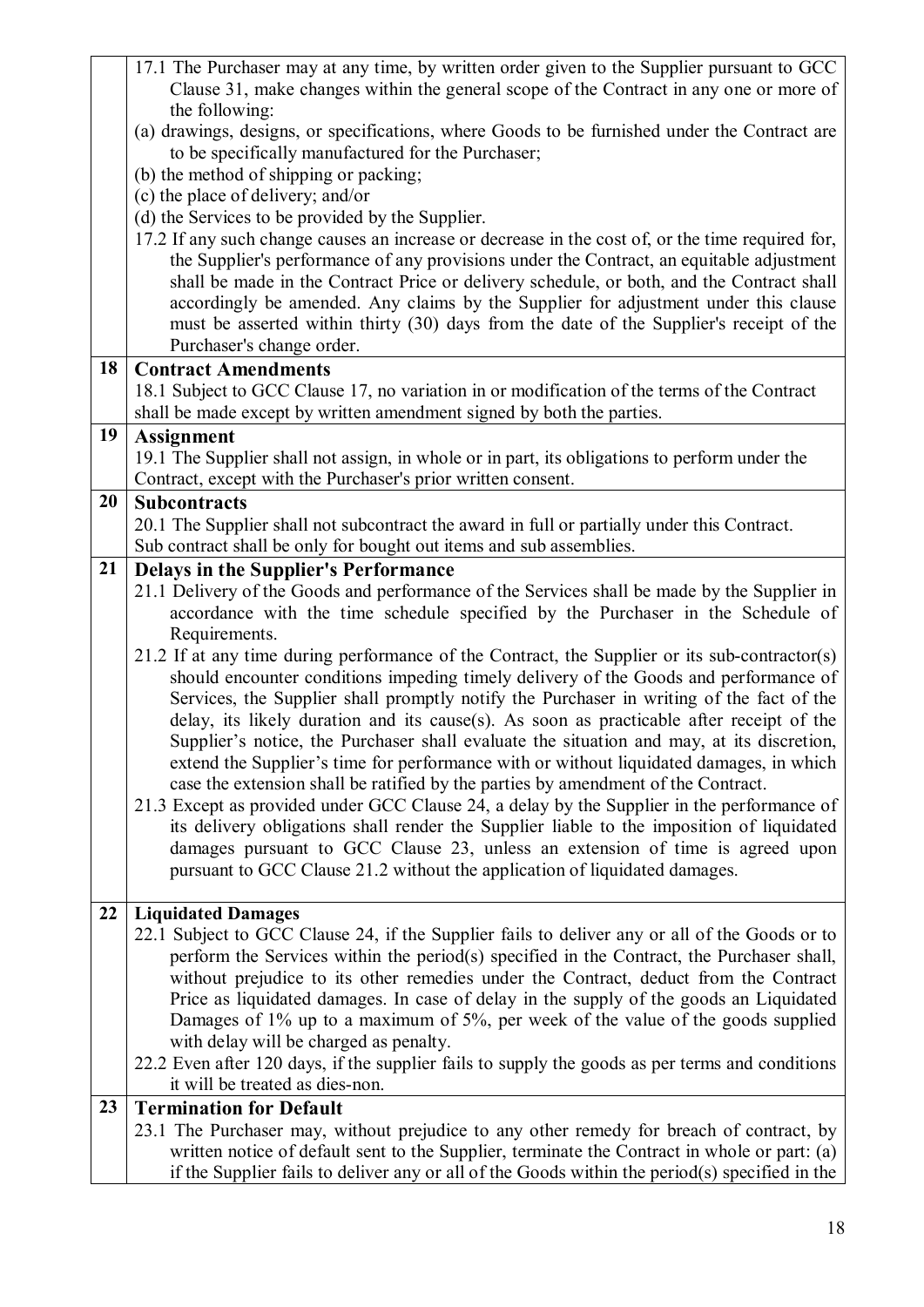17.1 The Purchaser may at any time, by written order given to the Supplier pursuant to GCC Clause 31, make changes within the general scope of the Contract in any one or more of the following:

(a) drawings, designs, or specifications, where Goods to be furnished under the Contract are to be specifically manufactured for the Purchaser;

(b) the method of shipping or packing;

(c) the place of delivery; and/or

(d) the Services to be provided by the Supplier.

17.2 If any such change causes an increase or decrease in the cost of, or the time required for, the Supplier's performance of any provisions under the Contract, an equitable adjustment shall be made in the Contract Price or delivery schedule, or both, and the Contract shall accordingly be amended. Any claims by the Supplier for adjustment under this clause must be asserted within thirty (30) days from the date of the Supplier's receipt of the Purchaser's change order.

## 18 Contract Amendments

18.1 Subject to GCC Clause 17, no variation in or modification of the terms of the Contract shall be made except by written amendment signed by both the parties.

## 19 Assignment

19.1 The Supplier shall not assign, in whole or in part, its obligations to perform under the Contract, except with the Purchaser's prior written consent.

## 20 Subcontracts

20.1 The Supplier shall not subcontract the award in full or partially under this Contract. Sub contract shall be only for bought out items and sub assemblies.

## 21 Delays in the Supplier's Performance

21.1 Delivery of the Goods and performance of the Services shall be made by the Supplier in accordance with the time schedule specified by the Purchaser in the Schedule of Requirements.

21.2 If at any time during performance of the Contract, the Supplier or its sub-contractor(s) should encounter conditions impeding timely delivery of the Goods and performance of Services, the Supplier shall promptly notify the Purchaser in writing of the fact of the delay, its likely duration and its cause(s). As soon as practicable after receipt of the Supplier's notice, the Purchaser shall evaluate the situation and may, at its discretion, extend the Supplier's time for performance with or without liquidated damages, in which case the extension shall be ratified by the parties by amendment of the Contract.

21.3 Except as provided under GCC Clause 24, a delay by the Supplier in the performance of its delivery obligations shall render the Supplier liable to the imposition of liquidated damages pursuant to GCC Clause 23, unless an extension of time is agreed upon pursuant to GCC Clause 21.2 without the application of liquidated damages.

## 22 Liquidated Damages

22.1 Subject to GCC Clause 24, if the Supplier fails to deliver any or all of the Goods or to perform the Services within the period(s) specified in the Contract, the Purchaser shall, without prejudice to its other remedies under the Contract, deduct from the Contract Price as liquidated damages. In case of delay in the supply of the goods an Liquidated Damages of 1% up to a maximum of 5%, per week of the value of the goods supplied with delay will be charged as penalty.

22.2 Even after 120 days, if the supplier fails to supply the goods as per terms and conditions it will be treated as dies-non.

## 23 Termination for Default

23.1 The Purchaser may, without prejudice to any other remedy for breach of contract, by written notice of default sent to the Supplier, terminate the Contract in whole or part: (a) if the Supplier fails to deliver any or all of the Goods within the period(s) specified in the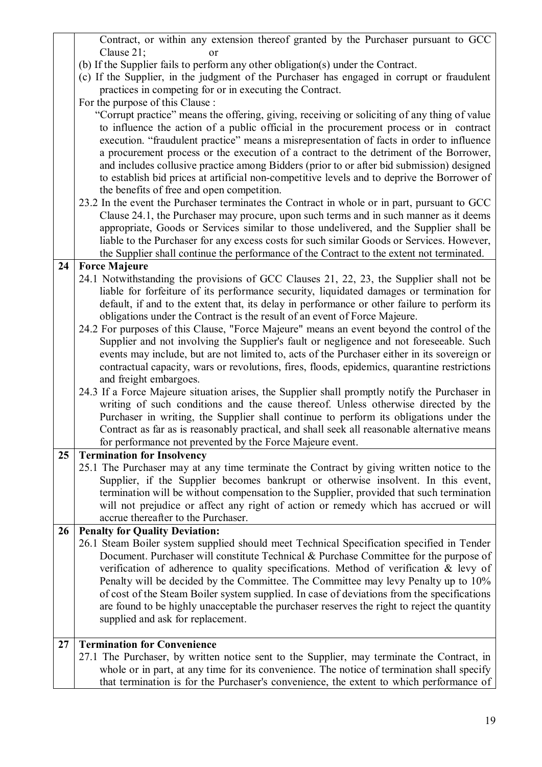| | |
|---|---|
| | Contract, or within any extension thereof granted by the Purchaser pursuant to GCC Clause 21; or<br>(b) If the Supplier fails to perform any other obligation(s) under the Contract.<br>(c) If the Supplier, in the judgment of the Purchaser has engaged in corrupt or fraudulent practices in competing for or in executing the Contract.<br>For the purpose of this Clause :<br>"Corrupt practice" means the offering, giving, receiving or soliciting of any thing of value to influence the action of a public official in the procurement process or in contract execution. "fraudulent practice" means a misrepresentation of facts in order to influence a procurement process or the execution of a contract to the detriment of the Borrower, and includes collusive practice among Bidders (prior to or after bid submission) designed to establish bid prices at artificial non-competitive levels and to deprive the Borrower of the benefits of free and open competition.<br>23.2 In the event the Purchaser terminates the Contract in whole or in part, pursuant to GCC Clause 24.1, the Purchaser may procure, upon such terms and in such manner as it deems appropriate, Goods or Services similar to those undelivered, and the Supplier shall be liable to the Purchaser for any excess costs for such similar Goods or Services. However, the Supplier shall continue the performance of the Contract to the extent not terminated. |
| **24** | **Force Majeure**<br>24.1 Notwithstanding the provisions of GCC Clauses 21, 22, 23, the Supplier shall not be liable for forfeiture of its performance security, liquidated damages or termination for default, if and to the extent that, its delay in performance or other failure to perform its obligations under the Contract is the result of an event of Force Majeure.<br>24.2 For purposes of this Clause, "Force Majeure" means an event beyond the control of the Supplier and not involving the Supplier's fault or negligence and not foreseeable. Such events may include, but are not limited to, acts of the Purchaser either in its sovereign or contractual capacity, wars or revolutions, fires, floods, epidemics, quarantine restrictions and freight embargoes.<br>24.3 If a Force Majeure situation arises, the Supplier shall promptly notify the Purchaser in writing of such conditions and the cause thereof. Unless otherwise directed by the Purchaser in writing, the Supplier shall continue to perform its obligations under the Contract as far as is reasonably practical, and shall seek all reasonable alternative means for performance not prevented by the Force Majeure event. |
| **25** | **Termination for Insolvency**<br>25.1 The Purchaser may at any time terminate the Contract by giving written notice to the Supplier, if the Supplier becomes bankrupt or otherwise insolvent. In this event, termination will be without compensation to the Supplier, provided that such termination will not prejudice or affect any right of action or remedy which has accrued or will accrue thereafter to the Purchaser. |
| **26** | **Penalty for Quality Deviation:**<br>26.1 Steam Boiler system supplied should meet Technical Specification specified in Tender Document. Purchaser will constitute Technical & Purchase Committee for the purpose of verification of adherence to quality specifications. Method of verification & levy of Penalty will be decided by the Committee. The Committee may levy Penalty up to 10% of cost of the Steam Boiler system supplied. In case of deviations from the specifications are found to be highly unacceptable the purchaser reserves the right to reject the quantity supplied and ask for replacement. |
| **27** | **Termination for Convenience**<br>27.1 The Purchaser, by written notice sent to the Supplier, may terminate the Contract, in whole or in part, at any time for its convenience. The notice of termination shall specify that termination is for the Purchaser's convenience, the extent to which performance of |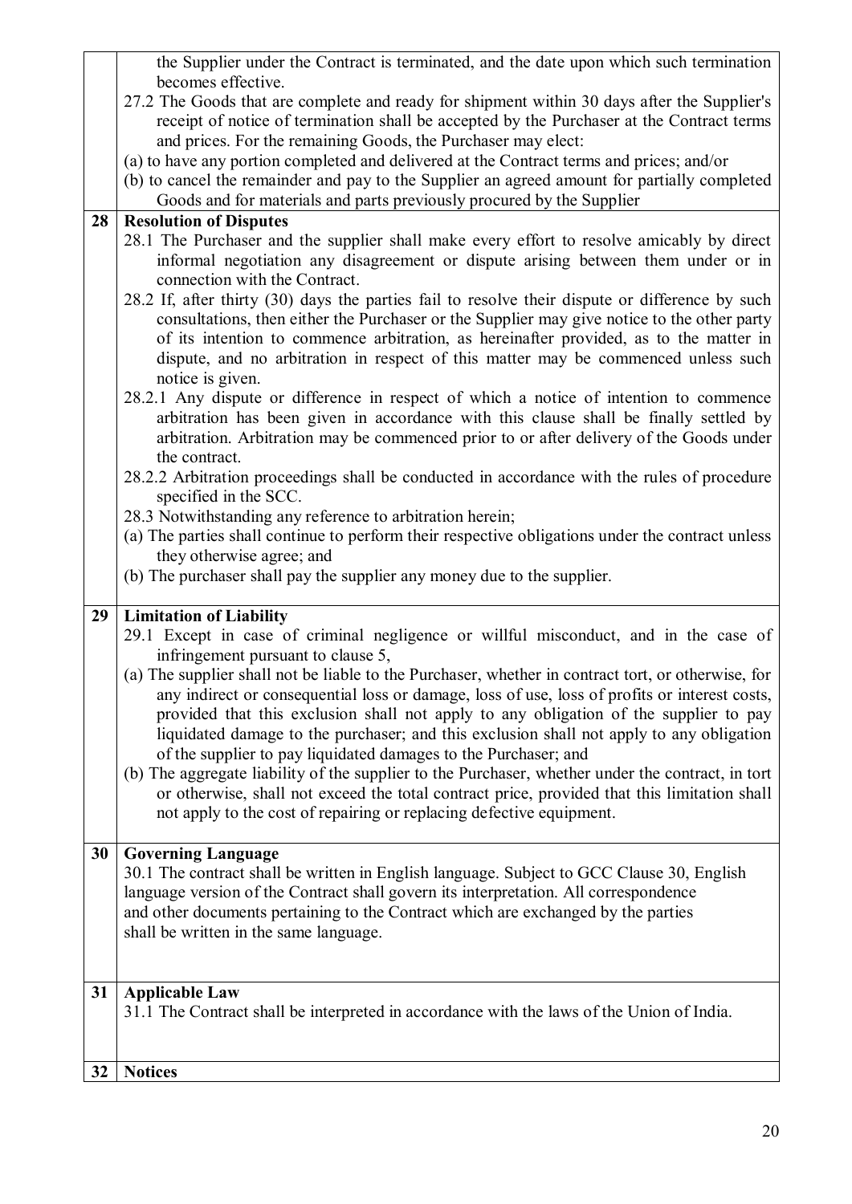| | |
|---|---|
| | the Supplier under the Contract is terminated, and the date upon which such termination becomes effective.<br>27.2 The Goods that are complete and ready for shipment within 30 days after the Supplier's receipt of notice of termination shall be accepted by the Purchaser at the Contract terms and prices. For the remaining Goods, the Purchaser may elect:<br>(a) to have any portion completed and delivered at the Contract terms and prices; and/or<br>(b) to cancel the remainder and pay to the Supplier an agreed amount for partially completed Goods and for materials and parts previously procured by the Supplier |
| 28 | **Resolution of Disputes**<br>28.1 The Purchaser and the supplier shall make every effort to resolve amicably by direct informal negotiation any disagreement or dispute arising between them under or in connection with the Contract.<br>28.2 If, after thirty (30) days the parties fail to resolve their dispute or difference by such consultations, then either the Purchaser or the Supplier may give notice to the other party of its intention to commence arbitration, as hereinafter provided, as to the matter in dispute, and no arbitration in respect of this matter may be commenced unless such notice is given.<br>28.2.1 Any dispute or difference in respect of which a notice of intention to commence arbitration has been given in accordance with this clause shall be finally settled by arbitration. Arbitration may be commenced prior to or after delivery of the Goods under the contract.<br>28.2.2 Arbitration proceedings shall be conducted in accordance with the rules of procedure specified in the SCC.<br>28.3 Notwithstanding any reference to arbitration herein;<br>(a) The parties shall continue to perform their respective obligations under the contract unless they otherwise agree; and<br>(b) The purchaser shall pay the supplier any money due to the supplier. |
| 29 | **Limitation of Liability**<br>29.1 Except in case of criminal negligence or willful misconduct, and in the case of infringement pursuant to clause 5,<br>(a) The supplier shall not be liable to the Purchaser, whether in contract tort, or otherwise, for any indirect or consequential loss or damage, loss of use, loss of profits or interest costs, provided that this exclusion shall not apply to any obligation of the supplier to pay liquidated damage to the purchaser; and this exclusion shall not apply to any obligation of the supplier to pay liquidated damages to the Purchaser; and<br>(b) The aggregate liability of the supplier to the Purchaser, whether under the contract, in tort or otherwise, shall not exceed the total contract price, provided that this limitation shall not apply to the cost of repairing or replacing defective equipment. |
| 30 | **Governing Language**<br>30.1 The contract shall be written in English language. Subject to GCC Clause 30, English language version of the Contract shall govern its interpretation. All correspondence and other documents pertaining to the Contract which are exchanged by the parties shall be written in the same language. |
| 31 | **Applicable Law**<br>31.1 The Contract shall be interpreted in accordance with the laws of the Union of India. |
| 32 | **Notices** |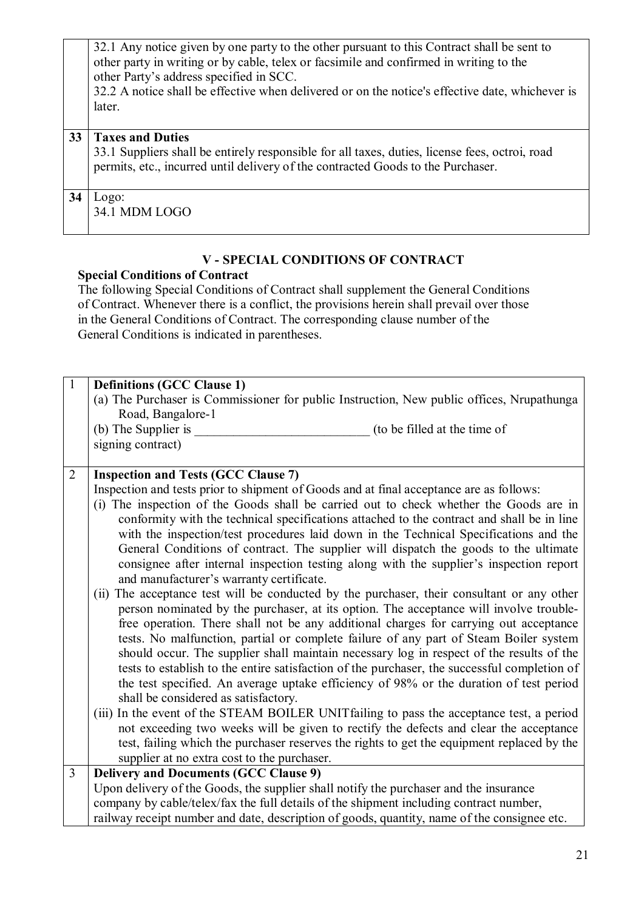|  | 32.1 Any notice given by one party to the other pursuant to this Contract shall be sent to other party in writing or by cable, telex or facsimile and confirmed in writing to the other Party's address specified in SCC.<br>32.2 A notice shall be effective when delivered or on the notice's effective date, whichever is later. |
|---|---|
| **33** | **Taxes and Duties**<br>33.1 Suppliers shall be entirely responsible for all taxes, duties, license fees, octroi, road permits, etc., incurred until delivery of the contracted Goods to the Purchaser. |
| **34** | Logo:<br>34.1 MDM LOGO |

## V - SPECIAL CONDITIONS OF CONTRACT

**Special Conditions of Contract**

The following Special Conditions of Contract shall supplement the General Conditions of Contract. Whenever there is a conflict, the provisions herein shall prevail over those in the General Conditions of Contract. The corresponding clause number of the General Conditions is indicated in parentheses.

| 1 | **Definitions (GCC Clause 1)**<br>(a) The Purchaser is Commissioner for public Instruction, New public offices, Nrupathunga Road, Bangalore-1<br>(b) The Supplier is ___________________________ (to be filled at the time of signing contract) |
|---|---|
| 2 | **Inspection and Tests (GCC Clause 7)**<br>Inspection and tests prior to shipment of Goods and at final acceptance are as follows:<br>(i) The inspection of the Goods shall be carried out to check whether the Goods are in conformity with the technical specifications attached to the contract and shall be in line with the inspection/test procedures laid down in the Technical Specifications and the General Conditions of contract. The supplier will dispatch the goods to the ultimate consignee after internal inspection testing along with the supplier's inspection report and manufacturer's warranty certificate.<br>(ii) The acceptance test will be conducted by the purchaser, their consultant or any other person nominated by the purchaser, at its option. The acceptance will involve trouble-free operation. There shall not be any additional charges for carrying out acceptance tests. No malfunction, partial or complete failure of any part of Steam Boiler system should occur. The supplier shall maintain necessary log in respect of the results of the tests to establish to the entire satisfaction of the purchaser, the successful completion of the test specified. An average uptake efficiency of 98% or the duration of test period shall be considered as satisfactory.<br>(iii) In the event of the STEAM BOILER UNITfailing to pass the acceptance test, a period not exceeding two weeks will be given to rectify the defects and clear the acceptance test, failing which the purchaser reserves the rights to get the equipment replaced by the supplier at no extra cost to the purchaser. |
| 3 | **Delivery and Documents (GCC Clause 9)**<br>Upon delivery of the Goods, the supplier shall notify the purchaser and the insurance company by cable/telex/fax the full details of the shipment including contract number, railway receipt number and date, description of goods, quantity, name of the consignee etc. |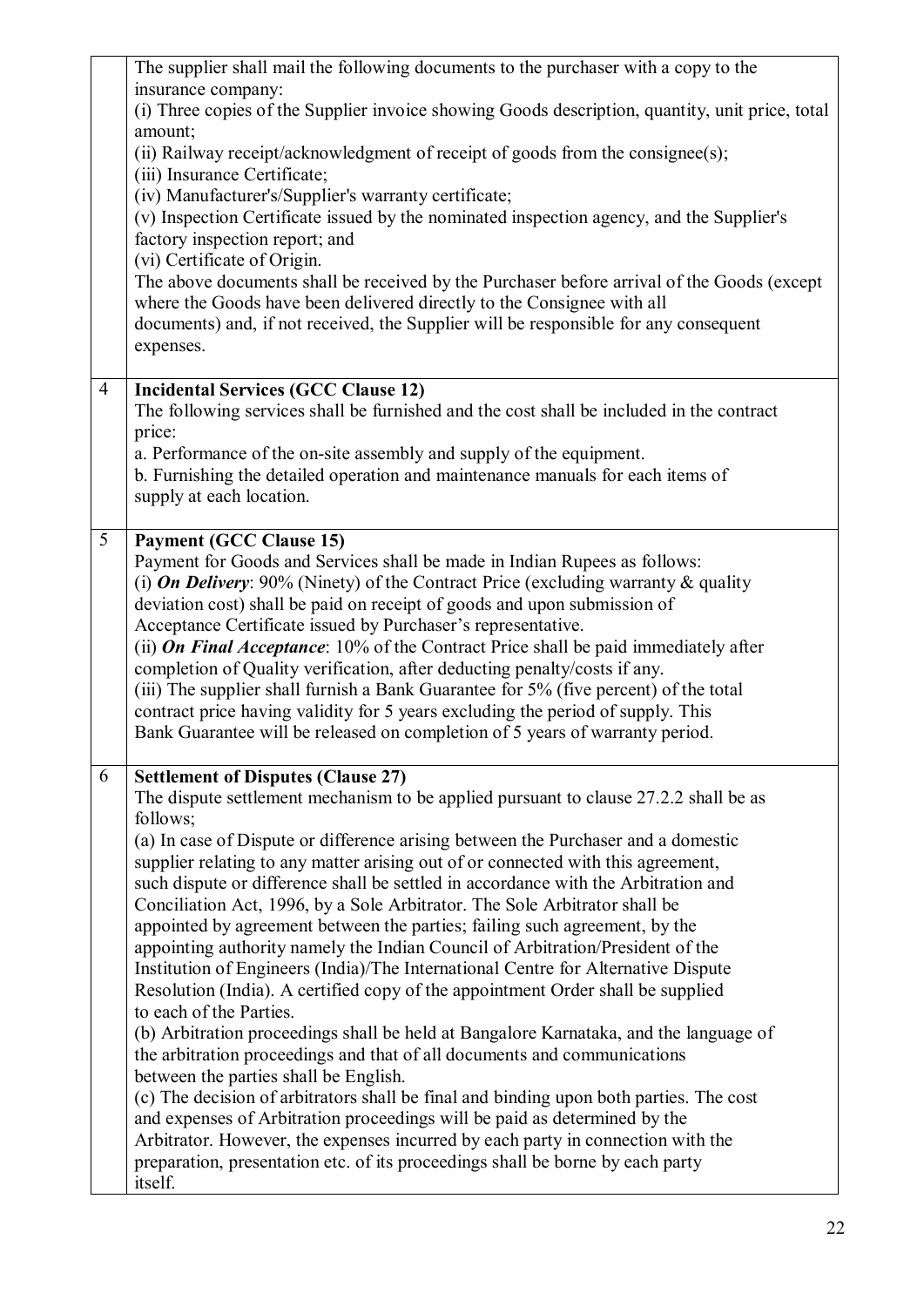| | |
|---|---|
| | The supplier shall mail the following documents to the purchaser with a copy to the insurance company:<br>(i) Three copies of the Supplier invoice showing Goods description, quantity, unit price, total amount;<br>(ii) Railway receipt/acknowledgment of receipt of goods from the consignee(s);<br>(iii) Insurance Certificate;<br>(iv) Manufacturer's/Supplier's warranty certificate;<br>(v) Inspection Certificate issued by the nominated inspection agency, and the Supplier's factory inspection report; and<br>(vi) Certificate of Origin.<br>The above documents shall be received by the Purchaser before arrival of the Goods (except where the Goods have been delivered directly to the Consignee with all documents) and, if not received, the Supplier will be responsible for any consequent expenses. |
| 4 | **Incidental Services (GCC Clause 12)**<br>The following services shall be furnished and the cost shall be included in the contract price:<br>a. Performance of the on-site assembly and supply of the equipment.<br>b. Furnishing the detailed operation and maintenance manuals for each items of supply at each location. |
| 5 | **Payment (GCC Clause 15)**<br>Payment for Goods and Services shall be made in Indian Rupees as follows:<br>(i) ***On Delivery***: 90% (Ninety) of the Contract Price (excluding warranty & quality deviation cost) shall be paid on receipt of goods and upon submission of Acceptance Certificate issued by Purchaser's representative.<br>(ii) ***On Final Acceptance***: 10% of the Contract Price shall be paid immediately after completion of Quality verification, after deducting penalty/costs if any.<br>(iii) The supplier shall furnish a Bank Guarantee for 5% (five percent) of the total contract price having validity for 5 years excluding the period of supply. This Bank Guarantee will be released on completion of 5 years of warranty period. |
| 6 | **Settlement of Disputes (Clause 27)**<br>The dispute settlement mechanism to be applied pursuant to clause 27.2.2 shall be as follows;<br>(a) In case of Dispute or difference arising between the Purchaser and a domestic supplier relating to any matter arising out of or connected with this agreement, such dispute or difference shall be settled in accordance with the Arbitration and Conciliation Act, 1996, by a Sole Arbitrator. The Sole Arbitrator shall be appointed by agreement between the parties; failing such agreement, by the appointing authority namely the Indian Council of Arbitration/President of the Institution of Engineers (India)/The International Centre for Alternative Dispute Resolution (India). A certified copy of the appointment Order shall be supplied to each of the Parties.<br>(b) Arbitration proceedings shall be held at Bangalore Karnataka, and the language of the arbitration proceedings and that of all documents and communications between the parties shall be English.<br>(c) The decision of arbitrators shall be final and binding upon both parties. The cost and expenses of Arbitration proceedings will be paid as determined by the Arbitrator. However, the expenses incurred by each party in connection with the preparation, presentation etc. of its proceedings shall be borne by each party itself. |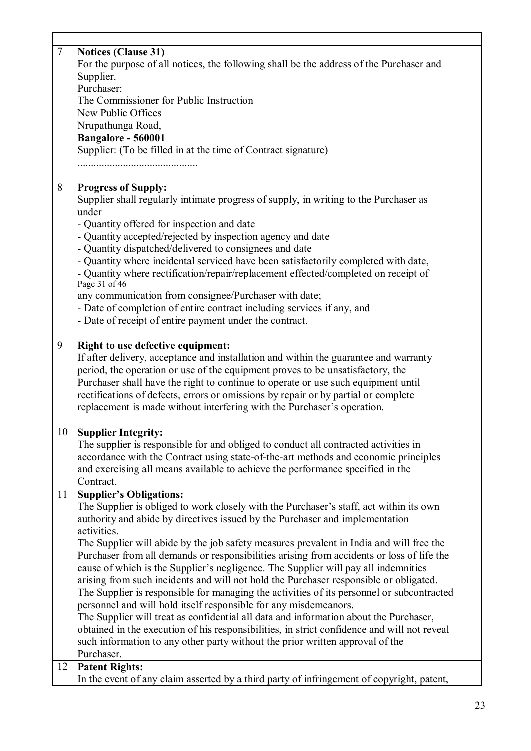| | |
|---|---|
| | |
| 7 | **Notices (Clause 31)**<br>For the purpose of all notices, the following shall be the address of the Purchaser and Supplier.<br>Purchaser:<br>The Commissioner for Public Instruction<br>New Public Offices<br>Nrupathunga Road,<br>**Bangalore - 560001**<br>Supplier: (To be filled in at the time of Contract signature)<br>............................................ |
| 8 | **Progress of Supply:**<br>Supplier shall regularly intimate progress of supply, in writing to the Purchaser as under<br>- Quantity offered for inspection and date<br>- Quantity accepted/rejected by inspection agency and date<br>- Quantity dispatched/delivered to consignees and date<br>- Quantity where incidental serviced have been satisfactorily completed with date,<br>- Quantity where rectification/repair/replacement effected/completed on receipt of any communication from consignee/Purchaser with date;<br>- Date of completion of entire contract including services if any, and<br>- Date of receipt of entire payment under the contract. |
| 9 | **Right to use defective equipment:**<br>If after delivery, acceptance and installation and within the guarantee and warranty period, the operation or use of the equipment proves to be unsatisfactory, the Purchaser shall have the right to continue to operate or use such equipment until rectifications of defects, errors or omissions by repair or by partial or complete replacement is made without interfering with the Purchaser's operation. |
| 10 | **Supplier Integrity:**<br>The supplier is responsible for and obliged to conduct all contracted activities in accordance with the Contract using state-of-the-art methods and economic principles and exercising all means available to achieve the performance specified in the Contract. |
| 11 | **Supplier's Obligations:**<br>The Supplier is obliged to work closely with the Purchaser's staff, act within its own authority and abide by directives issued by the Purchaser and implementation activities.<br>The Supplier will abide by the job safety measures prevalent in India and will free the Purchaser from all demands or responsibilities arising from accidents or loss of life the cause of which is the Supplier's negligence. The Supplier will pay all indemnities arising from such incidents and will not hold the Purchaser responsible or obligated.<br>The Supplier is responsible for managing the activities of its personnel or subcontracted personnel and will hold itself responsible for any misdemeanors.<br>The Supplier will treat as confidential all data and information about the Purchaser, obtained in the execution of his responsibilities, in strict confidence and will not reveal such information to any other party without the prior written approval of the Purchaser. |
| 12 | **Patent Rights:**<br>In the event of any claim asserted by a third party of infringement of copyright, patent, |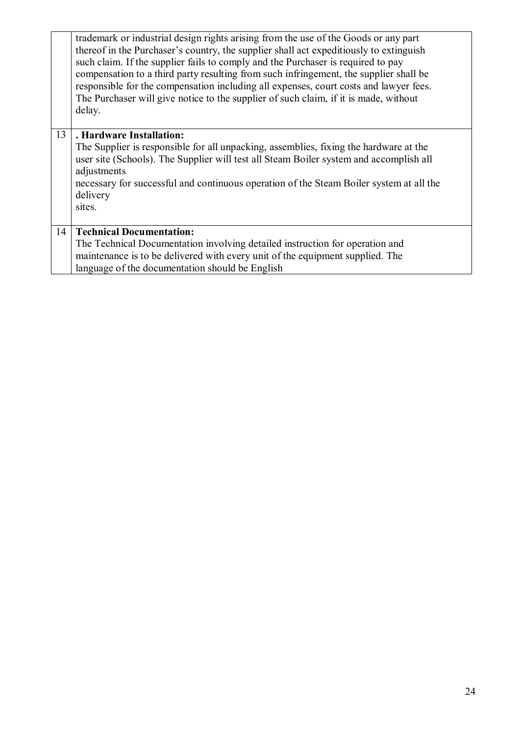|  |  |
| --- | --- |
|  | trademark or industrial design rights arising from the use of the Goods or any part thereof in the Purchaser's country, the supplier shall act expeditiously to extinguish such claim. If the supplier fails to comply and the Purchaser is required to pay compensation to a third party resulting from such infringement, the supplier shall be responsible for the compensation including all expenses, court costs and lawyer fees. The Purchaser will give notice to the supplier of such claim, if it is made, without delay. |
| 13 | **. Hardware Installation:**<br>The Supplier is responsible for all unpacking, assemblies, fixing the hardware at the user site (Schools). The Supplier will test all Steam Boiler system and accomplish all adjustments<br>necessary for successful and continuous operation of the Steam Boiler system at all the delivery<br>sites. |
| 14 | **Technical Documentation:**<br>The Technical Documentation involving detailed instruction for operation and maintenance is to be delivered with every unit of the equipment supplied. The language of the documentation should be English |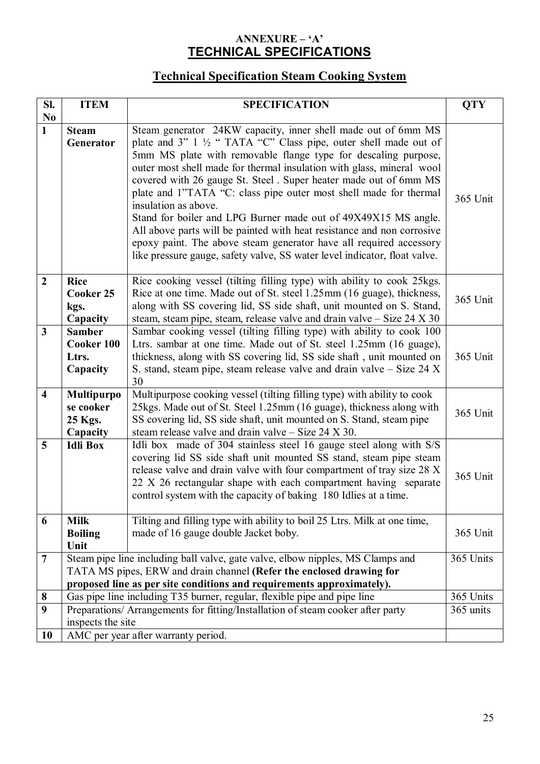**ANNEXURE – 'A'**

## TECHNICAL SPECIFICATIONS

### Technical Specification Steam Cooking System

| Sl. No | ITEM | SPECIFICATION | QTY |
|---|---|---|---|
| 1 | **Steam Generator** | Steam generator 24KW capacity, inner shell made out of 6mm MS plate and 3" 1 ½ " TATA "C" Class pipe, outer shell made out of 5mm MS plate with removable flange type for descaling purpose, outer most shell made for thermal insulation with glass, mineral wool covered with 26 gauge St. Steel . Super heater made out of 6mm MS plate and 1"TATA "C: class pipe outer most shell made for thermal insulation as above.<br>Stand for boiler and LPG Burner made out of 49X49X15 MS angle. All above parts will be painted with heat resistance and non corrosive epoxy paint. The above steam generator have all required accessory like pressure gauge, safety valve, SS water level indicator, float valve. | 365 Unit |
| 2 | **Rice Cooker 25 kgs. Capacity** | Rice cooking vessel (tilting filling type) with ability to cook 25kgs. Rice at one time. Made out of St. steel 1.25mm (16 guage), thickness, along with SS covering lid, SS side shaft, unit mounted on S. Stand, steam, steam pipe, steam, release valve and drain valve – Size 24 X 30 | 365 Unit |
| 3 | **Samber Cooker 100 Ltrs. Capacity** | Sambar cooking vessel (tilting filling type) with ability to cook 100 Ltrs. sambar at one time. Made out of St. steel 1.25mm (16 guage), thickness, along with SS covering lid, SS side shaft , unit mounted on S. stand, steam pipe, steam release valve and drain valve – Size 24 X 30 | 365 Unit |
| 4 | **Multipurpose cooker 25 Kgs. Capacity** | Multipurpose cooking vessel (tilting filling type) with ability to cook 25kgs. Made out of St. Steel 1.25mm (16 guage), thickness along with SS covering lid, SS side shaft, unit mounted on S. Stand, steam pipe steam release valve and drain valve – Size 24 X 30. | 365 Unit |
| 5 | **Idli Box** | Idli box made of 304 stainless steel 16 gauge steel along with S/S covering lid SS side shaft unit mounted SS stand, steam pipe steam release valve and drain valve with four compartment of tray size 28 X 22 X 26 rectangular shape with each compartment having separate control system with the capacity of baking 180 Idlies at a time. | 365 Unit |
| 6 | **Milk Boiling Unit** | Tilting and filling type with ability to boil 25 Ltrs. Milk at one time, made of 16 gauge double Jacket boby. | 365 Unit |
| 7 | Steam pipe line including ball valve, gate valve, elbow nipples, MS Clamps and TATA MS pipes, ERW and drain channel **(Refer the enclosed drawing for proposed line as per site conditions and requirements approximately).** | | 365 Units |
| 8 | Gas pipe line including T35 burner, regular, flexible pipe and pipe line | | 365 Units |
| 9 | Preparations/ Arrangements for fitting/Installation of steam cooker after party inspects the site | | 365 units |
| 10 | AMC per year after warranty period. | | |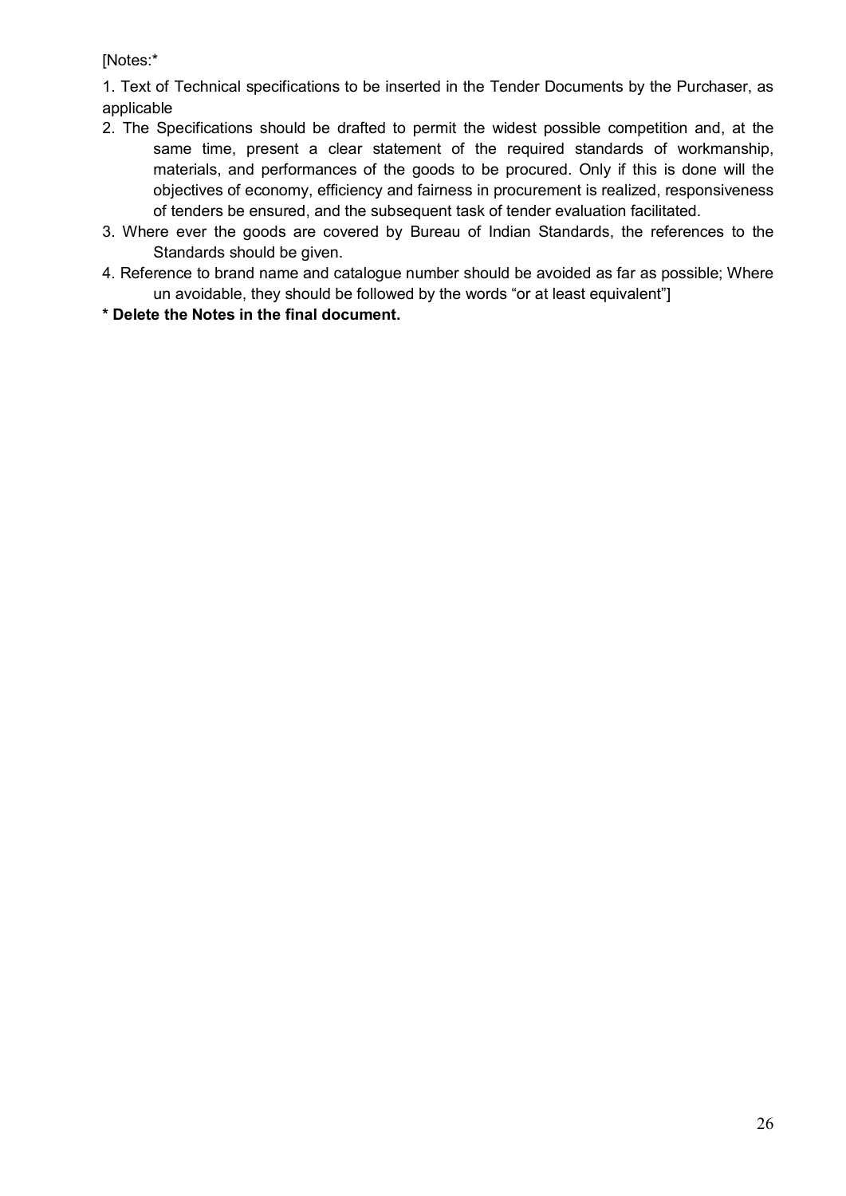[Notes:*

1. Text of Technical specifications to be inserted in the Tender Documents by the Purchaser, as applicable
2. The Specifications should be drafted to permit the widest possible competition and, at the same time, present a clear statement of the required standards of workmanship, materials, and performances of the goods to be procured. Only if this is done will the objectives of economy, efficiency and fairness in procurement is realized, responsiveness of tenders be ensured, and the subsequent task of tender evaluation facilitated.
3. Where ever the goods are covered by Bureau of Indian Standards, the references to the Standards should be given.
4. Reference to brand name and catalogue number should be avoided as far as possible; Where un avoidable, they should be followed by the words "or at least equivalent"]

**\* Delete the Notes in the final document.**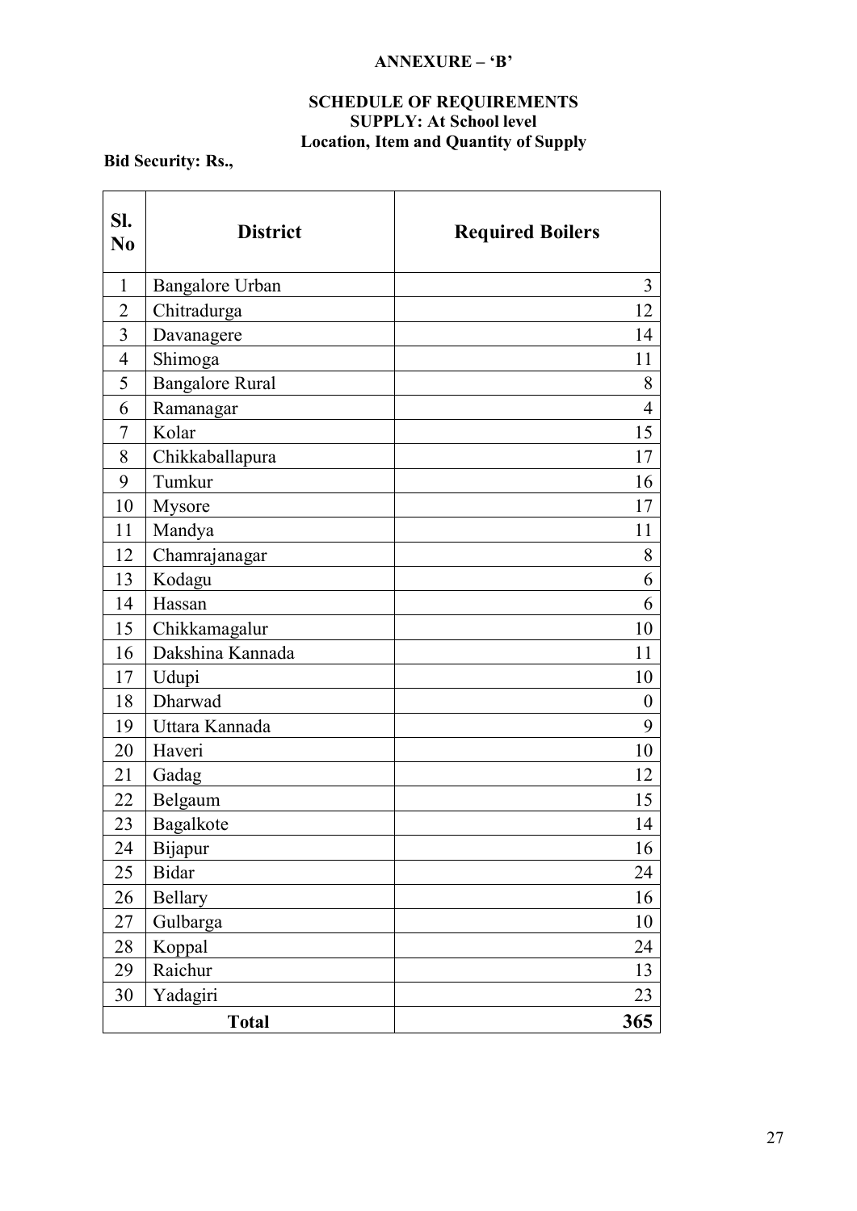**ANNEXURE – 'B'**

**SCHEDULE OF REQUIREMENTS**
**SUPPLY: At School level**
**Location, Item and Quantity of Supply**

**Bid Security: Rs.,**

| Sl. No | District | Required Boilers |
|---|---|---|
| 1 | Bangalore Urban | 3 |
| 2 | Chitradurga | 12 |
| 3 | Davanagere | 14 |
| 4 | Shimoga | 11 |
| 5 | Bangalore Rural | 8 |
| 6 | Ramanagar | 4 |
| 7 | Kolar | 15 |
| 8 | Chikkaballapura | 17 |
| 9 | Tumkur | 16 |
| 10 | Mysore | 17 |
| 11 | Mandya | 11 |
| 12 | Chamrajanagar | 8 |
| 13 | Kodagu | 6 |
| 14 | Hassan | 6 |
| 15 | Chikkamagalur | 10 |
| 16 | Dakshina Kannada | 11 |
| 17 | Udupi | 10 |
| 18 | Dharwad | 0 |
| 19 | Uttara Kannada | 9 |
| 20 | Haveri | 10 |
| 21 | Gadag | 12 |
| 22 | Belgaum | 15 |
| 23 | Bagalkote | 14 |
| 24 | Bijapur | 16 |
| 25 | Bidar | 24 |
| 26 | Bellary | 16 |
| 27 | Gulbarga | 10 |
| 28 | Koppal | 24 |
| 29 | Raichur | 13 |
| 30 | Yadagiri | 23 |
| **Total** | | **365** |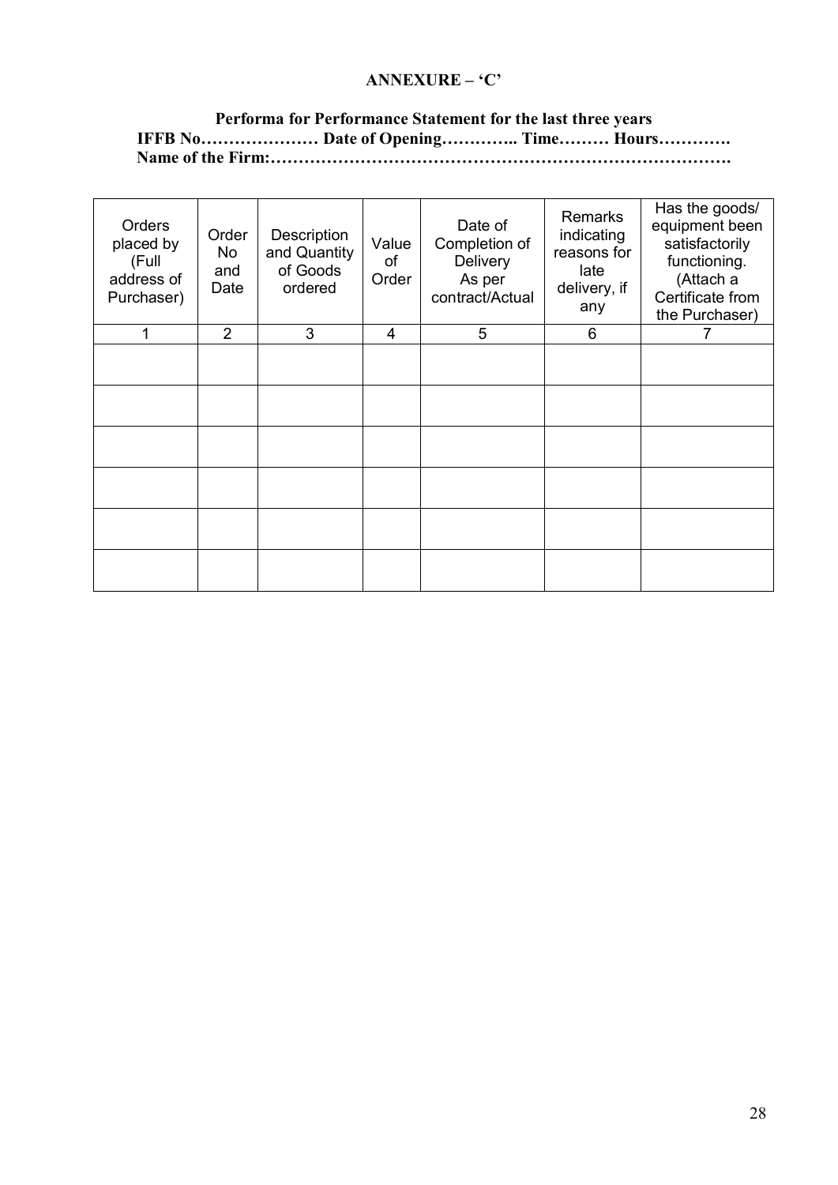**ANNEXURE – 'C'**

**Performa for Performance Statement for the last three years**
**IFFB No………………… Date of Opening………….. Time……… Hours………….**
**Name of the Firm:…………………………………………………………………….**

| Orders placed by (Full address of Purchaser) | Order No and Date | Description and Quantity of Goods ordered | Value of Order | Date of Completion of Delivery As per contract/Actual | Remarks indicating reasons for late delivery, if any | Has the goods/ equipment been satisfactorily functioning. (Attach a Certificate from the Purchaser) |
|---|---|---|---|---|---|---|
| 1 | 2 | 3 | 4 | 5 | 6 | 7 |
| | | | | | | |
| | | | | | | |
| | | | | | | |
| | | | | | | |
| | | | | | | |
| | | | | | | |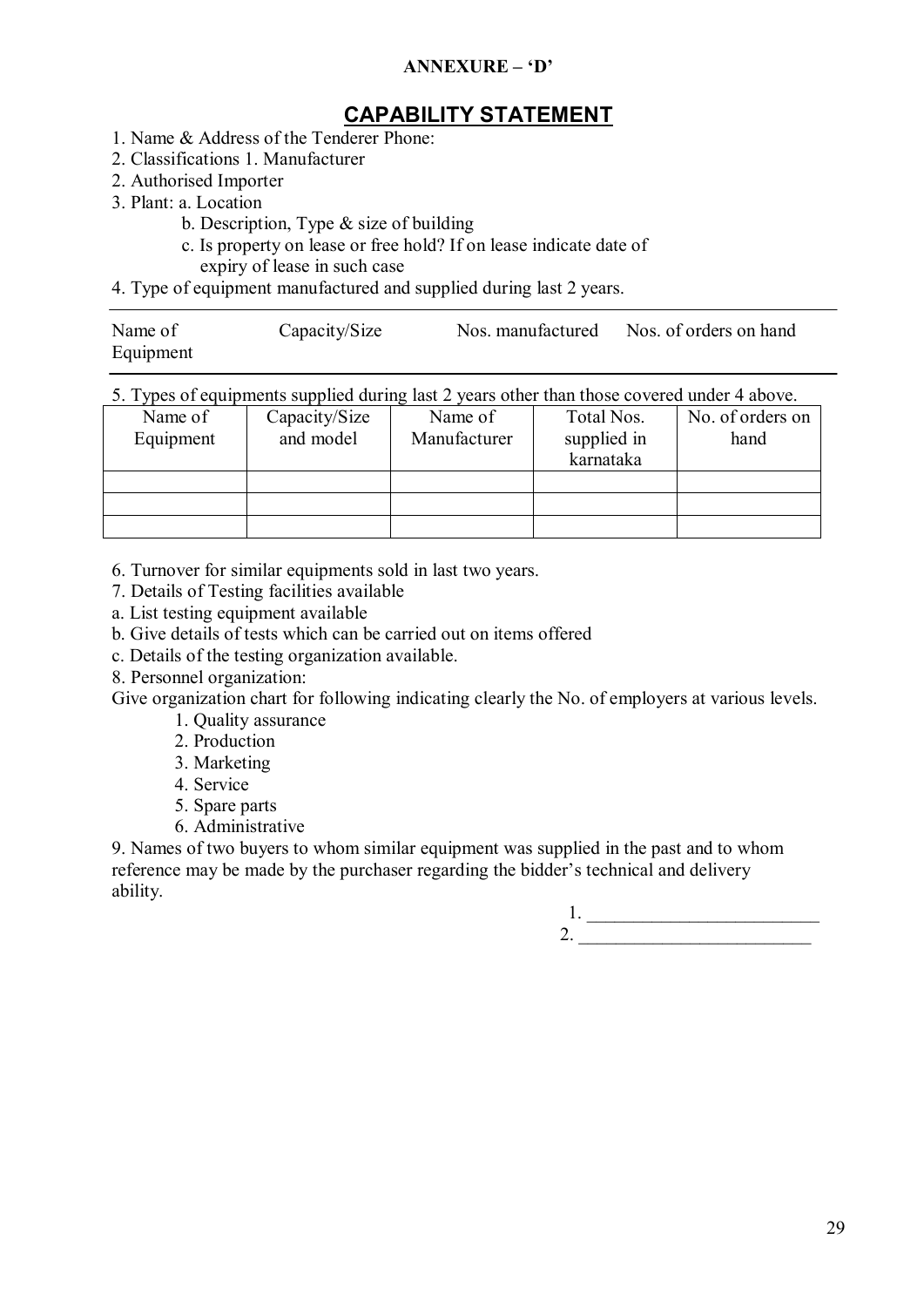**ANNEXURE – 'D'**

# CAPABILITY STATEMENT

1. Name & Address of the Tenderer Phone:
2. Classifications 1. Manufacturer
2. Authorised Importer
3. Plant: a. Location
   b. Description, Type & size of building
   c. Is property on lease or free hold? If on lease indicate date of expiry of lease in such case
4. Type of equipment manufactured and supplied during last 2 years.

| Name of Equipment | Capacity/Size | Nos. manufactured | Nos. of orders on hand |
|---|---|---|---|

5. Types of equipments supplied during last 2 years other than those covered under 4 above.

| Name of Equipment | Capacity/Size and model | Name of Manufacturer | Total Nos. supplied in karnataka | No. of orders on hand |
|---|---|---|---|---|
| | | | | |
| | | | | |
| | | | | |

6. Turnover for similar equipments sold in last two years.
7. Details of Testing facilities available
a. List testing equipment available
b. Give details of tests which can be carried out on items offered
c. Details of the testing organization available.
8. Personnel organization:
Give organization chart for following indicating clearly the No. of employers at various levels.
   1. Quality assurance
   2. Production
   3. Marketing
   4. Service
   5. Spare parts
   6. Administrative
9. Names of two buyers to whom similar equipment was supplied in the past and to whom reference may be made by the purchaser regarding the bidder's technical and delivery ability.

1. _________________________
2. _________________________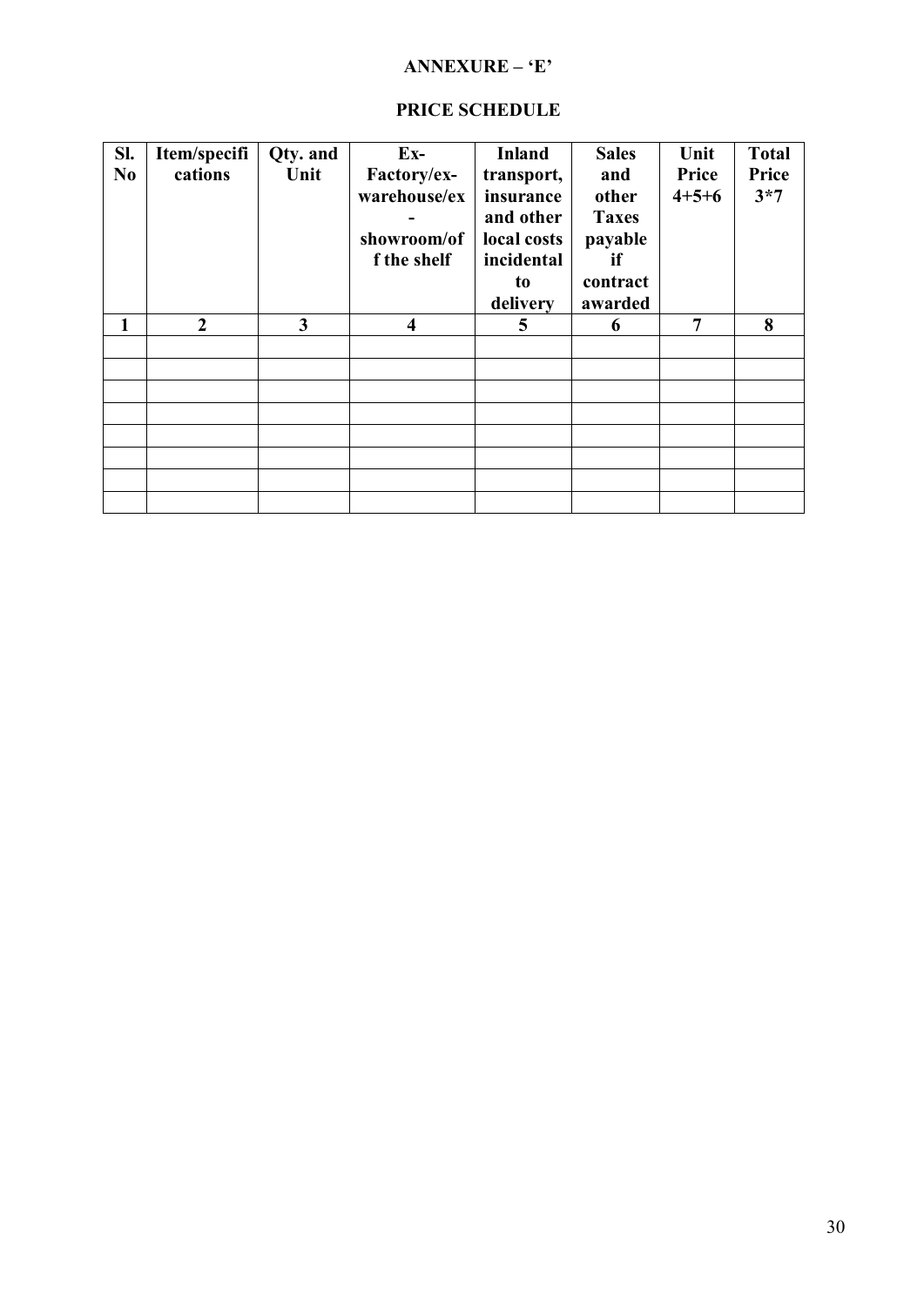**ANNEXURE – 'E'**

**PRICE SCHEDULE**

| Sl. No | Item/specifications | Qty. and Unit | Ex-Factory/ex-warehouse/ex-showroom/off the shelf | Inland transport, insurance and other local costs incidental to delivery | Sales and other Taxes payable if contract awarded | Unit Price 4+5+6 | Total Price 3*7 |
|---|---|---|---|---|---|---|---|
| 1 | 2 | 3 | 4 | 5 | 6 | 7 | 8 |
| | | | | | | | |
| | | | | | | | |
| | | | | | | | |
| | | | | | | | |
| | | | | | | | |
| | | | | | | | |
| | | | | | | | |
| | | | | | | | |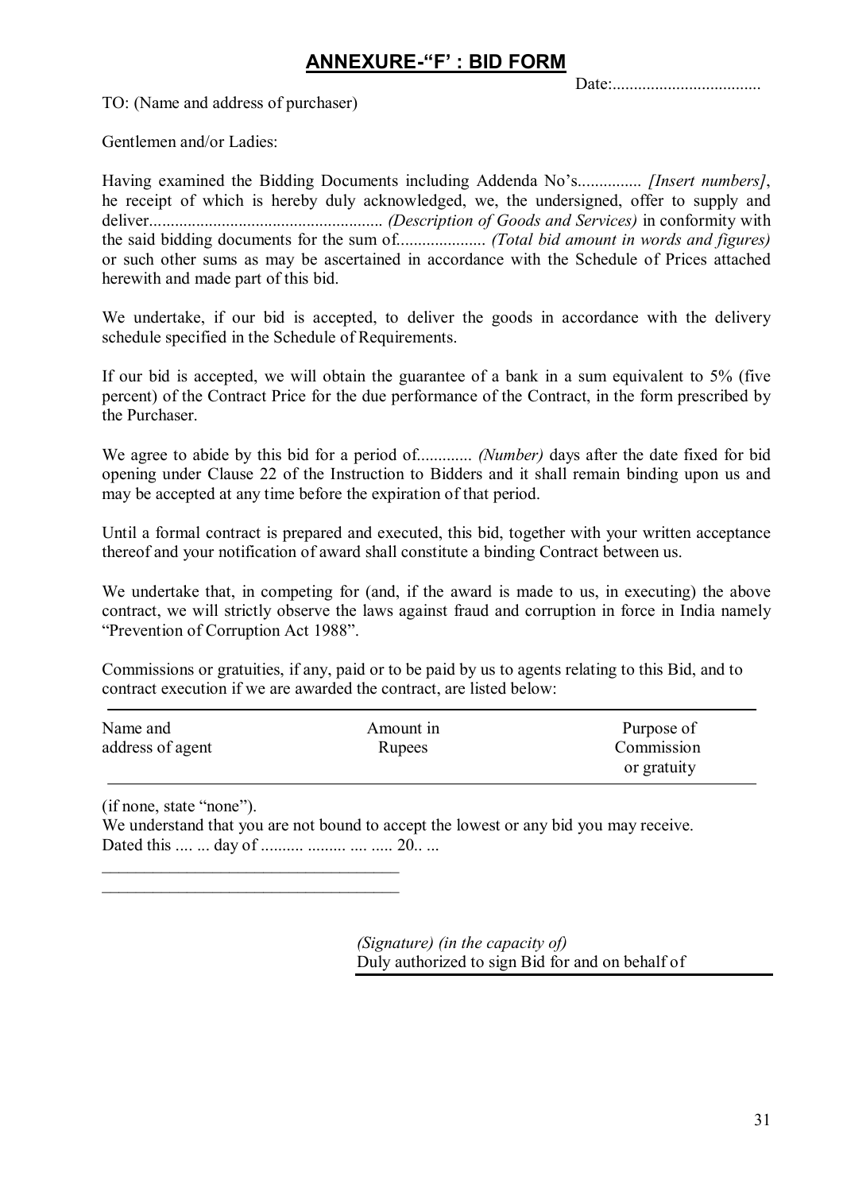## ANNEXURE-"F' : BID FORM

Date:...................................

TO: (Name and address of purchaser)

Gentlemen and/or Ladies:

Having examined the Bidding Documents including Addenda No's............... *[Insert numbers]*, he receipt of which is hereby duly acknowledged, we, the undersigned, offer to supply and deliver...................................................... *(Description of Goods and Services)* in conformity with the said bidding documents for the sum of.................... *(Total bid amount in words and figures)* or such other sums as may be ascertained in accordance with the Schedule of Prices attached herewith and made part of this bid.

We undertake, if our bid is accepted, to deliver the goods in accordance with the delivery schedule specified in the Schedule of Requirements.

If our bid is accepted, we will obtain the guarantee of a bank in a sum equivalent to 5% (five percent) of the Contract Price for the due performance of the Contract, in the form prescribed by the Purchaser.

We agree to abide by this bid for a period of............ *(Number)* days after the date fixed for bid opening under Clause 22 of the Instruction to Bidders and it shall remain binding upon us and may be accepted at any time before the expiration of that period.

Until a formal contract is prepared and executed, this bid, together with your written acceptance thereof and your notification of award shall constitute a binding Contract between us.

We undertake that, in competing for (and, if the award is made to us, in executing) the above contract, we will strictly observe the laws against fraud and corruption in force in India namely "Prevention of Corruption Act 1988".

Commissions or gratuities, if any, paid or to be paid by us to agents relating to this Bid, and to contract execution if we are awarded the contract, are listed below:

| Name and address of agent | Amount in Rupees | Purpose of Commission or gratuity |
|---|---|---|

(if none, state "none").

We understand that you are not bound to accept the lowest or any bid you may receive.

Dated this .... ... day of .......... ......... .... ..... 20.. ...

___________________________________

___________________________________

*(Signature) (in the capacity of)*

Duly authorized to sign Bid for and on behalf of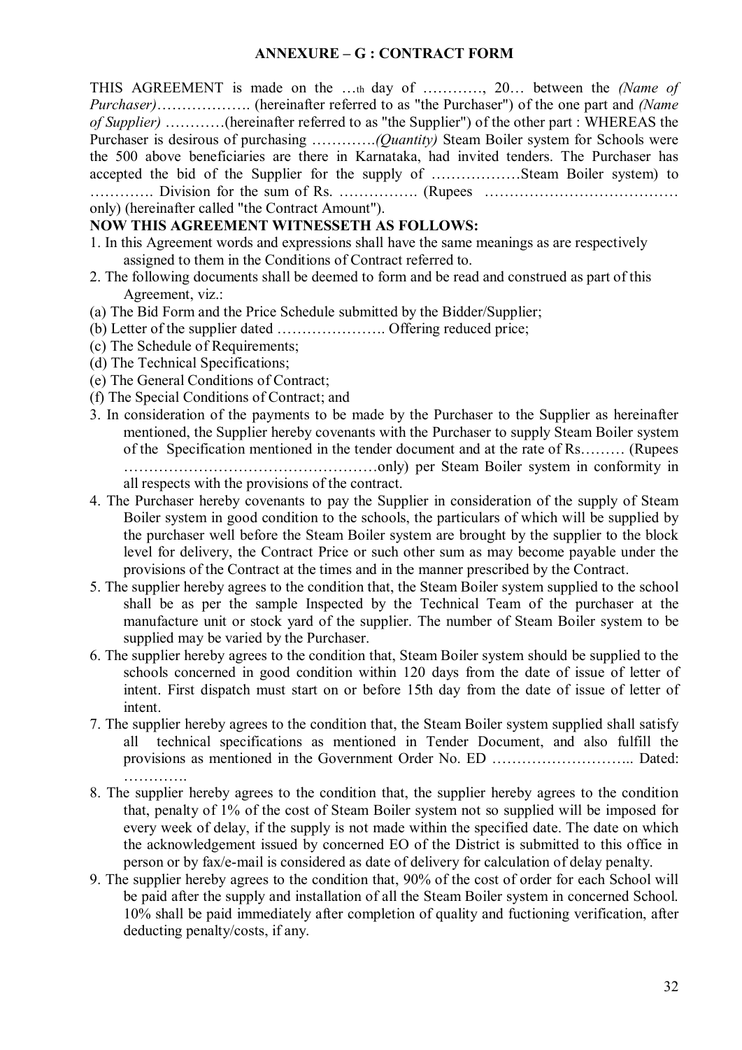## ANNEXURE – G : CONTRACT FORM

THIS AGREEMENT is made on the …th day of …………, 20… between the *(Name of Purchaser)*………………. (hereinafter referred to as "the Purchaser") of the one part and *(Name of Supplier)* …………(hereinafter referred to as "the Supplier") of the other part : WHEREAS the Purchaser is desirous of purchasing ………….*(Quantity)* Steam Boiler system for Schools were the 500 above beneficiaries are there in Karnataka, had invited tenders. The Purchaser has accepted the bid of the Supplier for the supply of ………………Steam Boiler system) to …………. Division for the sum of Rs. ……………. (Rupees ………………………………… only) (hereinafter called "the Contract Amount").

**NOW THIS AGREEMENT WITNESSETH AS FOLLOWS:**

1. In this Agreement words and expressions shall have the same meanings as are respectively assigned to them in the Conditions of Contract referred to.
2. The following documents shall be deemed to form and be read and construed as part of this Agreement, viz.:

(a) The Bid Form and the Price Schedule submitted by the Bidder/Supplier;
(b) Letter of the supplier dated …………………. Offering reduced price;
(c) The Schedule of Requirements;
(d) The Technical Specifications;
(e) The General Conditions of Contract;
(f) The Special Conditions of Contract; and

3. In consideration of the payments to be made by the Purchaser to the Supplier as hereinafter mentioned, the Supplier hereby covenants with the Purchaser to supply Steam Boiler system of the Specification mentioned in the tender document and at the rate of Rs……… (Rupees ……………………………………………only) per Steam Boiler system in conformity in all respects with the provisions of the contract.
4. The Purchaser hereby covenants to pay the Supplier in consideration of the supply of Steam Boiler system in good condition to the schools, the particulars of which will be supplied by the purchaser well before the Steam Boiler system are brought by the supplier to the block level for delivery, the Contract Price or such other sum as may become payable under the provisions of the Contract at the times and in the manner prescribed by the Contract.
5. The supplier hereby agrees to the condition that, the Steam Boiler system supplied to the school shall be as per the sample Inspected by the Technical Team of the purchaser at the manufacture unit or stock yard of the supplier. The number of Steam Boiler system to be supplied may be varied by the Purchaser.
6. The supplier hereby agrees to the condition that, Steam Boiler system should be supplied to the schools concerned in good condition within 120 days from the date of issue of letter of intent. First dispatch must start on or before 15th day from the date of issue of letter of intent.
7. The supplier hereby agrees to the condition that, the Steam Boiler system supplied shall satisfy all technical specifications as mentioned in Tender Document, and also fulfill the provisions as mentioned in the Government Order No. ED ……………………….. Dated: ………….
8. The supplier hereby agrees to the condition that, the supplier hereby agrees to the condition that, penalty of 1% of the cost of Steam Boiler system not so supplied will be imposed for every week of delay, if the supply is not made within the specified date. The date on which the acknowledgement issued by concerned EO of the District is submitted to this office in person or by fax/e-mail is considered as date of delivery for calculation of delay penalty.
9. The supplier hereby agrees to the condition that, 90% of the cost of order for each School will be paid after the supply and installation of all the Steam Boiler system in concerned School. 10% shall be paid immediately after completion of quality and fuctioning verification, after deducting penalty/costs, if any.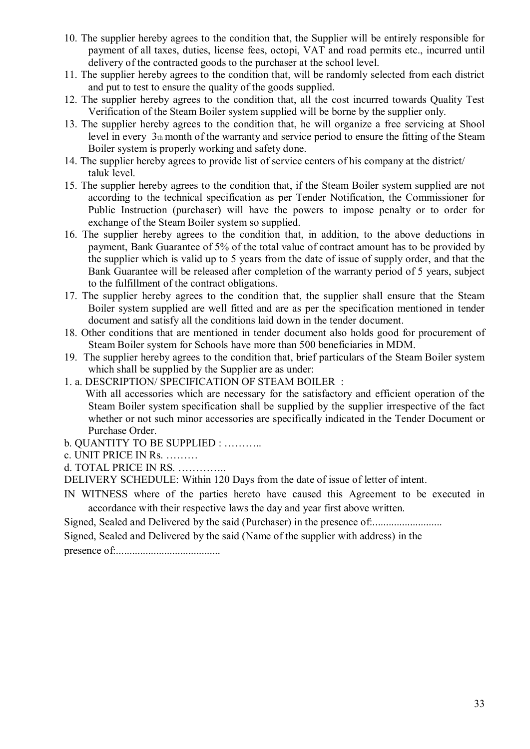10. The supplier hereby agrees to the condition that, the Supplier will be entirely responsible for payment of all taxes, duties, license fees, octopi, VAT and road permits etc., incurred until delivery of the contracted goods to the purchaser at the school level.
11. The supplier hereby agrees to the condition that, will be randomly selected from each district and put to test to ensure the quality of the goods supplied.
12. The supplier hereby agrees to the condition that, all the cost incurred towards Quality Test Verification of the Steam Boiler system supplied will be borne by the supplier only.
13. The supplier hereby agrees to the condition that, he will organize a free servicing at Shool level in every 3th month of the warranty and service period to ensure the fitting of the Steam Boiler system is properly working and safety done.
14. The supplier hereby agrees to provide list of service centers of his company at the district/ taluk level.
15. The supplier hereby agrees to the condition that, if the Steam Boiler system supplied are not according to the technical specification as per Tender Notification, the Commissioner for Public Instruction (purchaser) will have the powers to impose penalty or to order for exchange of the Steam Boiler system so supplied.
16. The supplier hereby agrees to the condition that, in addition, to the above deductions in payment, Bank Guarantee of 5% of the total value of contract amount has to be provided by the supplier which is valid up to 5 years from the date of issue of supply order, and that the Bank Guarantee will be released after completion of the warranty period of 5 years, subject to the fulfillment of the contract obligations.
17. The supplier hereby agrees to the condition that, the supplier shall ensure that the Steam Boiler system supplied are well fitted and are as per the specification mentioned in tender document and satisfy all the conditions laid down in the tender document.
18. Other conditions that are mentioned in tender document also holds good for procurement of Steam Boiler system for Schools have more than 500 beneficiaries in MDM.
19. The supplier hereby agrees to the condition that, brief particulars of the Steam Boiler system which shall be supplied by the Supplier are as under:

1. a. DESCRIPTION/ SPECIFICATION OF STEAM BOILER :

   With all accessories which are necessary for the satisfactory and efficient operation of the Steam Boiler system specification shall be supplied by the supplier irrespective of the fact whether or not such minor accessories are specifically indicated in the Tender Document or Purchase Order.

b. QUANTITY TO BE SUPPLIED : ………..

c. UNIT PRICE IN Rs. ………

d. TOTAL PRICE IN RS. …………..

DELIVERY SCHEDULE: Within 120 Days from the date of issue of letter of intent.

IN WITNESS where of the parties hereto have caused this Agreement to be executed in accordance with their respective laws the day and year first above written.

Signed, Sealed and Delivered by the said (Purchaser) in the presence of:..........................

Signed, Sealed and Delivered by the said (Name of the supplier with address) in the presence of:.......................................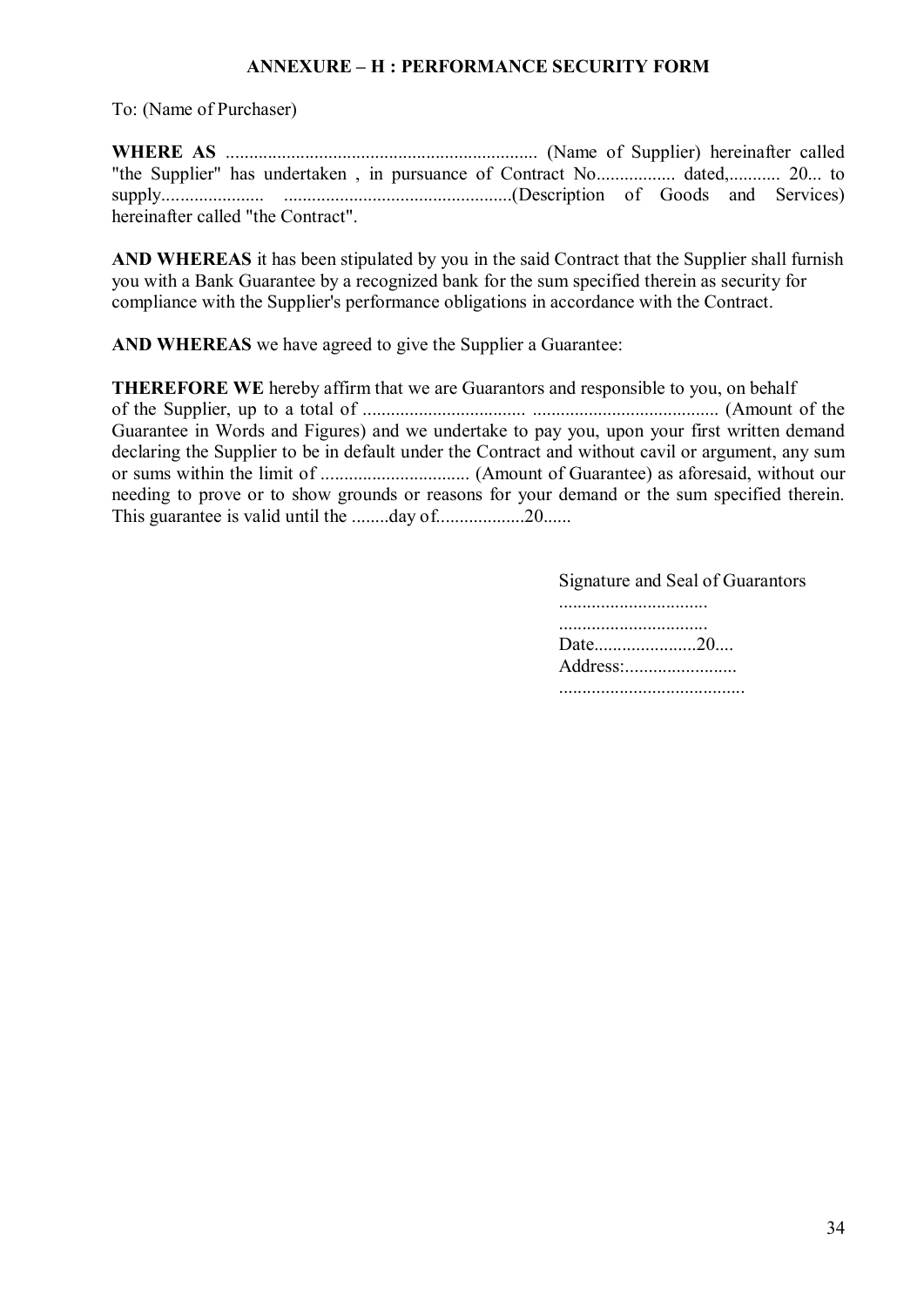## ANNEXURE – H : PERFORMANCE SECURITY FORM

To: (Name of Purchaser)

**WHERE AS** .................................................................... (Name of Supplier) hereinafter called "the Supplier" has undertaken , in pursuance of Contract No................. dated,........... 20... to supply...................... .................................................(Description of Goods and Services) hereinafter called "the Contract".

**AND WHEREAS** it has been stipulated by you in the said Contract that the Supplier shall furnish you with a Bank Guarantee by a recognized bank for the sum specified therein as security for compliance with the Supplier's performance obligations in accordance with the Contract.

**AND WHEREAS** we have agreed to give the Supplier a Guarantee:

**THEREFORE WE** hereby affirm that we are Guarantors and responsible to you, on behalf of the Supplier, up to a total of ................................... ........................................ (Amount of the Guarantee in Words and Figures) and we undertake to pay you, upon your first written demand declaring the Supplier to be in default under the Contract and without cavil or argument, any sum or sums within the limit of ................................ (Amount of Guarantee) as aforesaid, without our needing to prove or to show grounds or reasons for your demand or the sum specified therein. This guarantee is valid until the ........day of...................20......

Signature and Seal of Guarantors
................................
................................
Date......................20....
Address:........................
........................................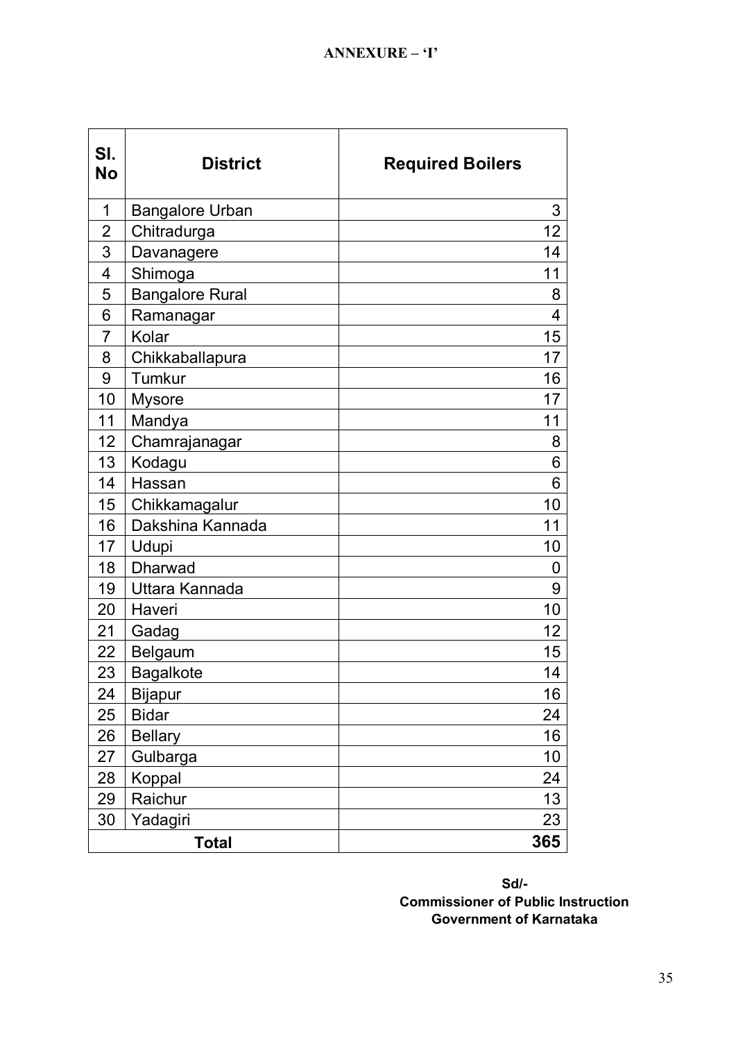**ANNEXURE – 'I'**

| Sl. No | District | Required Boilers |
|---|---|---|
| 1 | Bangalore Urban | 3 |
| 2 | Chitradurga | 12 |
| 3 | Davanagere | 14 |
| 4 | Shimoga | 11 |
| 5 | Bangalore Rural | 8 |
| 6 | Ramanagar | 4 |
| 7 | Kolar | 15 |
| 8 | Chikkaballapura | 17 |
| 9 | Tumkur | 16 |
| 10 | Mysore | 17 |
| 11 | Mandya | 11 |
| 12 | Chamrajanagar | 8 |
| 13 | Kodagu | 6 |
| 14 | Hassan | 6 |
| 15 | Chikkamagalur | 10 |
| 16 | Dakshina Kannada | 11 |
| 17 | Udupi | 10 |
| 18 | Dharwad | 0 |
| 19 | Uttara Kannada | 9 |
| 20 | Haveri | 10 |
| 21 | Gadag | 12 |
| 22 | Belgaum | 15 |
| 23 | Bagalkote | 14 |
| 24 | Bijapur | 16 |
| 25 | Bidar | 24 |
| 26 | Bellary | 16 |
| 27 | Gulbarga | 10 |
| 28 | Koppal | 24 |
| 29 | Raichur | 13 |
| 30 | Yadagiri | 23 |
| **Total** | | **365** |

**Sd/-**
**Commissioner of Public Instruction**
**Government of Karnataka**